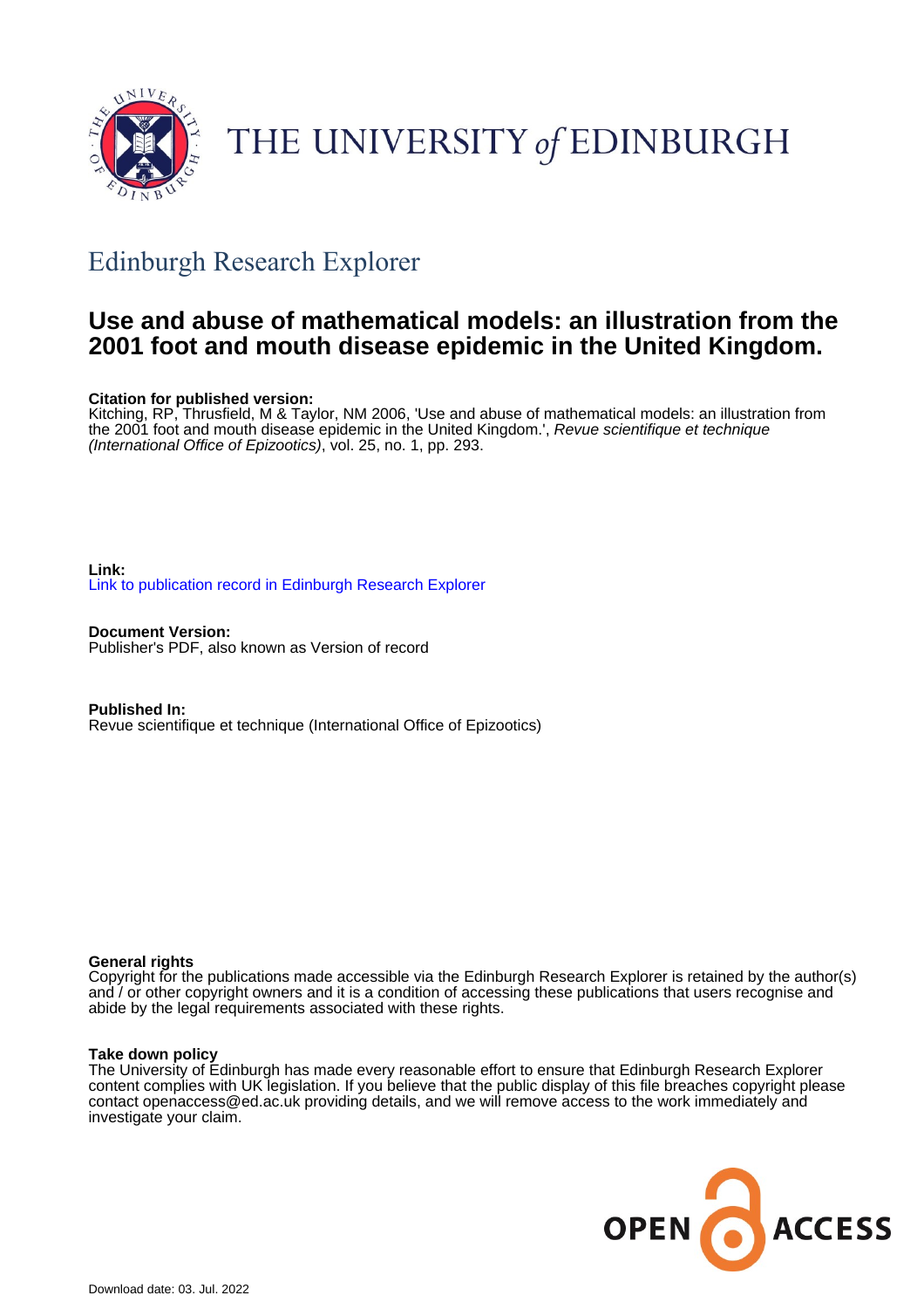THE UNIVERSITY *of* EDINBURGH

## Edinburgh Research Explorer

# Use and abuse of mathematical models: an illustration from the 2001 foot and mouth disease epidemic in the United Kingdom.

**Citation for published version:**
Kitching, RP, Thrusfield, M & Taylor, NM 2006, 'Use and abuse of mathematical models: an illustration from the 2001 foot and mouth disease epidemic in the United Kingdom.', *Revue scientifique et technique (International Office of Epizootics)*, vol. 25, no. 1, pp. 293.

**Link:**
Link to publication record in Edinburgh Research Explorer

**Document Version:**
Publisher's PDF, also known as Version of record

**Published In:**
Revue scientifique et technique (International Office of Epizootics)

**General rights**
Copyright for the publications made accessible via the Edinburgh Research Explorer is retained by the author(s) and / or other copyright owners and it is a condition of accessing these publications that users recognise and abide by the legal requirements associated with these rights.

**Take down policy**
The University of Edinburgh has made every reasonable effort to ensure that Edinburgh Research Explorer content complies with UK legislation. If you believe that the public display of this file breaches copyright please contact openaccess@ed.ac.uk providing details, and we will remove access to the work immediately and investigate your claim.

Download date: 03. Jul. 2022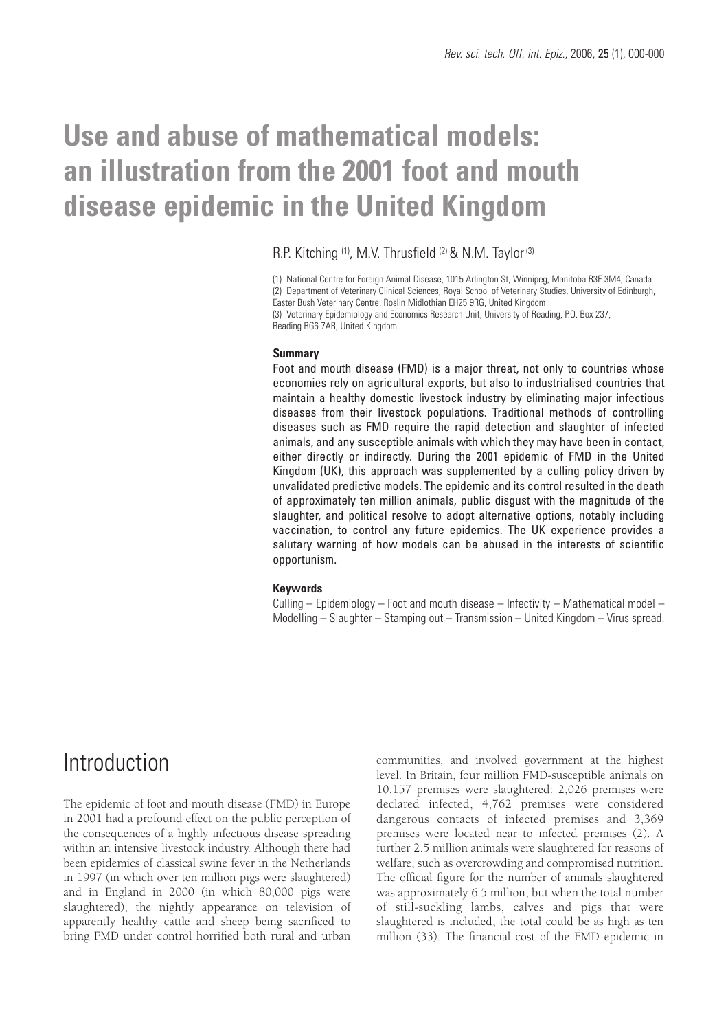# Use and abuse of mathematical models: an illustration from the 2001 foot and mouth disease epidemic in the United Kingdom

R.P. Kitching [(1)], M.V. Thrusfield [(2)] & N.M. Taylor [(3)]

(1) National Centre for Foreign Animal Disease, 1015 Arlington St, Winnipeg, Manitoba R3E 3M4, Canada
(2) Department of Veterinary Clinical Sciences, Royal School of Veterinary Studies, University of Edinburgh, Easter Bush Veterinary Centre, Roslin Midlothian EH25 9RG, United Kingdom
(3) Veterinary Epidemiology and Economics Research Unit, University of Reading, P.O. Box 237, Reading RG6 7AR, United Kingdom

### Summary

Foot and mouth disease (FMD) is a major threat, not only to countries whose economies rely on agricultural exports, but also to industrialised countries that maintain a healthy domestic livestock industry by eliminating major infectious diseases from their livestock populations. Traditional methods of controlling diseases such as FMD require the rapid detection and slaughter of infected animals, and any susceptible animals with which they may have been in contact, either directly or indirectly. During the 2001 epidemic of FMD in the United Kingdom (UK), this approach was supplemented by a culling policy driven by unvalidated predictive models. The epidemic and its control resulted in the death of approximately ten million animals, public disgust with the magnitude of the slaughter, and political resolve to adopt alternative options, notably including vaccination, to control any future epidemics. The UK experience provides a salutary warning of how models can be abused in the interests of scientific opportunism.

### Keywords

Culling – Epidemiology – Foot and mouth disease – Infectivity – Mathematical model – Modelling – Slaughter – Stamping out – Transmission – United Kingdom – Virus spread.

## Introduction

The epidemic of foot and mouth disease (FMD) in Europe in 2001 had a profound effect on the public perception of the consequences of a highly infectious disease spreading within an intensive livestock industry. Although there had been epidemics of classical swine fever in the Netherlands in 1997 (in which over ten million pigs were slaughtered) and in England in 2000 (in which 80,000 pigs were slaughtered), the nightly appearance on television of apparently healthy cattle and sheep being sacrificed to bring FMD under control horrified both rural and urban communities, and involved government at the highest level. In Britain, four million FMD-susceptible animals on 10,157 premises were slaughtered: 2,026 premises were declared infected, 4,762 premises were considered dangerous contacts of infected premises and 3,369 premises were located near to infected premises (2). A further 2.5 million animals were slaughtered for reasons of welfare, such as overcrowding and compromised nutrition. The official figure for the number of animals slaughtered was approximately 6.5 million, but when the total number of still-suckling lambs, calves and pigs that were slaughtered is included, the total could be as high as ten million (33). The financial cost of the FMD epidemic in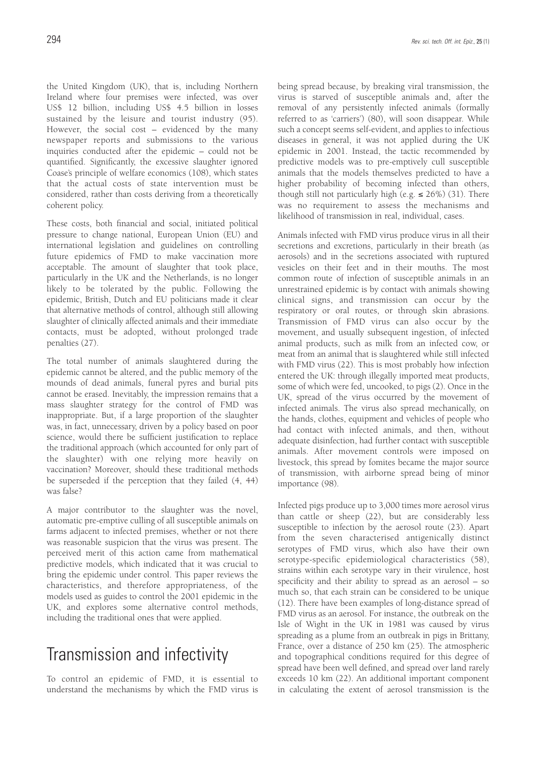the United Kingdom (UK), that is, including Northern Ireland where four premises were infected, was over US$ 12 billion, including US$ 4.5 billion in losses sustained by the leisure and tourist industry (95). However, the social cost – evidenced by the many newspaper reports and submissions to the various inquiries conducted after the epidemic – could not be quantified. Significantly, the excessive slaughter ignored Coase's principle of welfare economics (108), which states that the actual costs of state intervention must be considered, rather than costs deriving from a theoretically coherent policy.

These costs, both financial and social, initiated political pressure to change national, European Union (EU) and international legislation and guidelines on controlling future epidemics of FMD to make vaccination more acceptable. The amount of slaughter that took place, particularly in the UK and the Netherlands, is no longer likely to be tolerated by the public. Following the epidemic, British, Dutch and EU politicians made it clear that alternative methods of control, although still allowing slaughter of clinically affected animals and their immediate contacts, must be adopted, without prolonged trade penalties (27).

The total number of animals slaughtered during the epidemic cannot be altered, and the public memory of the mounds of dead animals, funeral pyres and burial pits cannot be erased. Inevitably, the impression remains that a mass slaughter strategy for the control of FMD was inappropriate. But, if a large proportion of the slaughter was, in fact, unnecessary, driven by a policy based on poor science, would there be sufficient justification to replace the traditional approach (which accounted for only part of the slaughter) with one relying more heavily on vaccination? Moreover, should these traditional methods be superseded if the perception that they failed (4, 44) was false?

A major contributor to the slaughter was the novel, automatic pre-emptive culling of all susceptible animals on farms adjacent to infected premises, whether or not there was reasonable suspicion that the virus was present. The perceived merit of this action came from mathematical predictive models, which indicated that it was crucial to bring the epidemic under control. This paper reviews the characteristics, and therefore appropriateness, of the models used as guides to control the 2001 epidemic in the UK, and explores some alternative control methods, including the traditional ones that were applied.

# Transmission and infectivity

To control an epidemic of FMD, it is essential to understand the mechanisms by which the FMD virus is being spread because, by breaking viral transmission, the virus is starved of susceptible animals and, after the removal of any persistently infected animals (formally referred to as 'carriers') (80), will soon disappear. While such a concept seems self-evident, and applies to infectious diseases in general, it was not applied during the UK epidemic in 2001. Instead, the tactic recommended by predictive models was to pre-emptively cull susceptible animals that the models themselves predicted to have a higher probability of becoming infected than others, though still not particularly high (e.g. ≤ 26%) (31). There was no requirement to assess the mechanisms and likelihood of transmission in real, individual, cases.

Animals infected with FMD virus produce virus in all their secretions and excretions, particularly in their breath (as aerosols) and in the secretions associated with ruptured vesicles on their feet and in their mouths. The most common route of infection of susceptible animals in an unrestrained epidemic is by contact with animals showing clinical signs, and transmission can occur by the respiratory or oral routes, or through skin abrasions. Transmission of FMD virus can also occur by the movement, and usually subsequent ingestion, of infected animal products, such as milk from an infected cow, or meat from an animal that is slaughtered while still infected with FMD virus (22). This is most probably how infection entered the UK: through illegally imported meat products, some of which were fed, uncooked, to pigs (2). Once in the UK, spread of the virus occurred by the movement of infected animals. The virus also spread mechanically, on the hands, clothes, equipment and vehicles of people who had contact with infected animals, and then, without adequate disinfection, had further contact with susceptible animals. After movement controls were imposed on livestock, this spread by fomites became the major source of transmission, with airborne spread being of minor importance (98).

Infected pigs produce up to 3,000 times more aerosol virus than cattle or sheep (22), but are considerably less susceptible to infection by the aerosol route (23). Apart from the seven characterised antigenically distinct serotypes of FMD virus, which also have their own serotype-specific epidemiological characteristics (58), strains within each serotype vary in their virulence, host specificity and their ability to spread as an aerosol – so much so, that each strain can be considered to be unique (12). There have been examples of long-distance spread of FMD virus as an aerosol. For instance, the outbreak on the Isle of Wight in the UK in 1981 was caused by virus spreading as a plume from an outbreak in pigs in Brittany, France, over a distance of 250 km (25). The atmospheric and topographical conditions required for this degree of spread have been well defined, and spread over land rarely exceeds 10 km (22). An additional important component in calculating the extent of aerosol transmission is the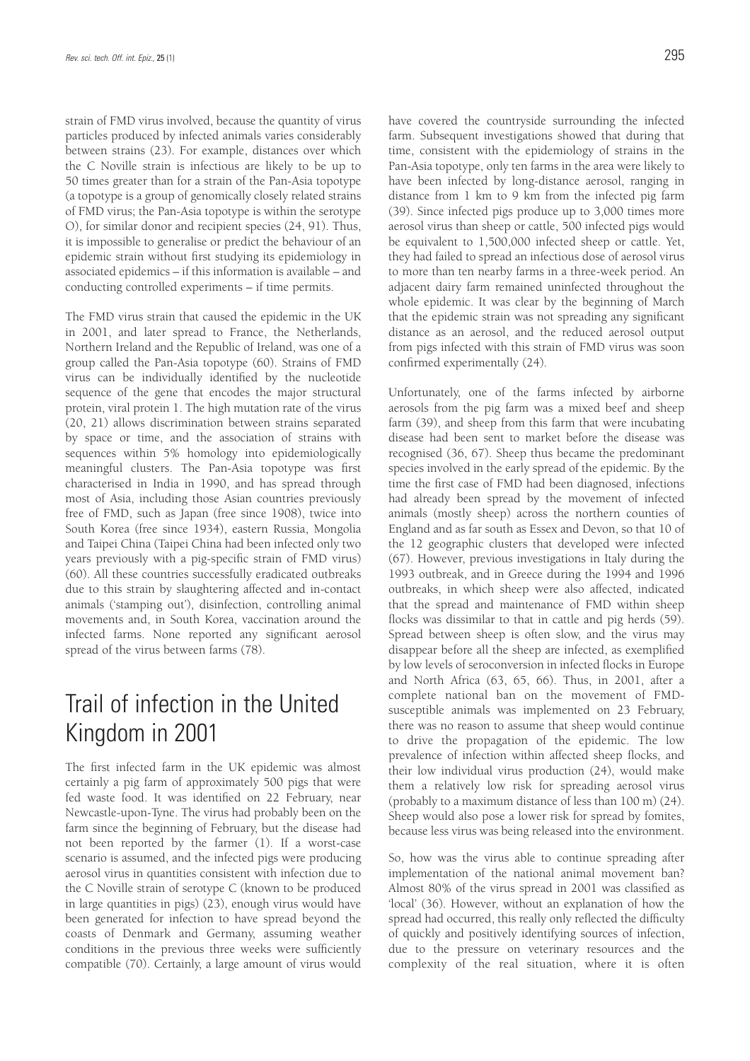strain of FMD virus involved, because the quantity of virus particles produced by infected animals varies considerably between strains (23). For example, distances over which the C Noville strain is infectious are likely to be up to 50 times greater than for a strain of the Pan-Asia topotype (a topotype is a group of genomically closely related strains of FMD virus; the Pan-Asia topotype is within the serotype O), for similar donor and recipient species (24, 91). Thus, it is impossible to generalise or predict the behaviour of an epidemic strain without first studying its epidemiology in associated epidemics – if this information is available – and conducting controlled experiments – if time permits.

The FMD virus strain that caused the epidemic in the UK in 2001, and later spread to France, the Netherlands, Northern Ireland and the Republic of Ireland, was one of a group called the Pan-Asia topotype (60). Strains of FMD virus can be individually identified by the nucleotide sequence of the gene that encodes the major structural protein, viral protein 1. The high mutation rate of the virus (20, 21) allows discrimination between strains separated by space or time, and the association of strains with sequences within 5% homology into epidemiologically meaningful clusters. The Pan-Asia topotype was first characterised in India in 1990, and has spread through most of Asia, including those Asian countries previously free of FMD, such as Japan (free since 1908), twice into South Korea (free since 1934), eastern Russia, Mongolia and Taipei China (Taipei China had been infected only two years previously with a pig-specific strain of FMD virus) (60). All these countries successfully eradicated outbreaks due to this strain by slaughtering affected and in-contact animals ('stamping out'), disinfection, controlling animal movements and, in South Korea, vaccination around the infected farms. None reported any significant aerosol spread of the virus between farms (78).

# Trail of infection in the United Kingdom in 2001

The first infected farm in the UK epidemic was almost certainly a pig farm of approximately 500 pigs that were fed waste food. It was identified on 22 February, near Newcastle-upon-Tyne. The virus had probably been on the farm since the beginning of February, but the disease had not been reported by the farmer (1). If a worst-case scenario is assumed, and the infected pigs were producing aerosol virus in quantities consistent with infection due to the C Noville strain of serotype C (known to be produced in large quantities in pigs) (23), enough virus would have been generated for infection to have spread beyond the coasts of Denmark and Germany, assuming weather conditions in the previous three weeks were sufficiently compatible (70). Certainly, a large amount of virus would have covered the countryside surrounding the infected farm. Subsequent investigations showed that during that time, consistent with the epidemiology of strains in the Pan-Asia topotype, only ten farms in the area were likely to have been infected by long-distance aerosol, ranging in distance from 1 km to 9 km from the infected pig farm (39). Since infected pigs produce up to 3,000 times more aerosol virus than sheep or cattle, 500 infected pigs would be equivalent to 1,500,000 infected sheep or cattle. Yet, they had failed to spread an infectious dose of aerosol virus to more than ten nearby farms in a three-week period. An adjacent dairy farm remained uninfected throughout the whole epidemic. It was clear by the beginning of March that the epidemic strain was not spreading any significant distance as an aerosol, and the reduced aerosol output from pigs infected with this strain of FMD virus was soon confirmed experimentally (24).

Unfortunately, one of the farms infected by airborne aerosols from the pig farm was a mixed beef and sheep farm (39), and sheep from this farm that were incubating disease had been sent to market before the disease was recognised (36, 67). Sheep thus became the predominant species involved in the early spread of the epidemic. By the time the first case of FMD had been diagnosed, infections had already been spread by the movement of infected animals (mostly sheep) across the northern counties of England and as far south as Essex and Devon, so that 10 of the 12 geographic clusters that developed were infected (67). However, previous investigations in Italy during the 1993 outbreak, and in Greece during the 1994 and 1996 outbreaks, in which sheep were also affected, indicated that the spread and maintenance of FMD within sheep flocks was dissimilar to that in cattle and pig herds (59). Spread between sheep is often slow, and the virus may disappear before all the sheep are infected, as exemplified by low levels of seroconversion in infected flocks in Europe and North Africa (63, 65, 66). Thus, in 2001, after a complete national ban on the movement of FMD-susceptible animals was implemented on 23 February, there was no reason to assume that sheep would continue to drive the propagation of the epidemic. The low prevalence of infection within affected sheep flocks, and their low individual virus production (24), would make them a relatively low risk for spreading aerosol virus (probably to a maximum distance of less than 100 m) (24). Sheep would also pose a lower risk for spread by fomites, because less virus was being released into the environment.

So, how was the virus able to continue spreading after implementation of the national animal movement ban? Almost 80% of the virus spread in 2001 was classified as 'local' (36). However, without an explanation of how the spread had occurred, this really only reflected the difficulty of quickly and positively identifying sources of infection, due to the pressure on veterinary resources and the complexity of the real situation, where it is often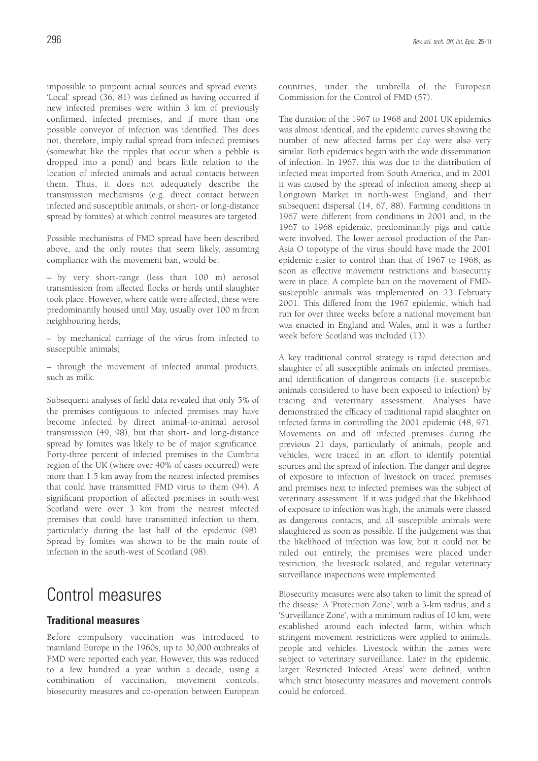impossible to pinpoint actual sources and spread events. 'Local' spread (36, 81) was defined as having occurred if new infected premises were within 3 km of previously confirmed, infected premises, and if more than one possible conveyor of infection was identified. This does not, therefore, imply radial spread from infected premises (somewhat like the ripples that occur when a pebble is dropped into a pond) and bears little relation to the location of infected animals and actual contacts between them. Thus, it does not adequately describe the transmission mechanisms (e.g. direct contact between infected and susceptible animals, or short- or long-distance spread by fomites) at which control measures are targeted.

Possible mechanisms of FMD spread have been described above, and the only routes that seem likely, assuming compliance with the movement ban, would be:

– by very short-range (less than 100 m) aerosol transmission from affected flocks or herds until slaughter took place. However, where cattle were affected, these were predominantly housed until May, usually over 100 m from neighbouring herds;

– by mechanical carriage of the virus from infected to susceptible animals;

– through the movement of infected animal products, such as milk.

Subsequent analyses of field data revealed that only 5% of the premises contiguous to infected premises may have become infected by direct animal-to-animal aerosol transmission (49, 98), but that short- and long-distance spread by fomites was likely to be of major significance. Forty-three percent of infected premises in the Cumbria region of the UK (where over 40% of cases occurred) were more than 1.5 km away from the nearest infected premises that could have transmitted FMD virus to them (94). A significant proportion of affected premises in south-west Scotland were over 3 km from the nearest infected premises that could have transmitted infection to them, particularly during the last half of the epidemic (98). Spread by fomites was shown to be the main route of infection in the south-west of Scotland (98).

# Control measures

## Traditional measures

Before compulsory vaccination was introduced to mainland Europe in the 1960s, up to 30,000 outbreaks of FMD were reported each year. However, this was reduced to a few hundred a year within a decade, using a combination of vaccination, movement controls, biosecurity measures and co-operation between European countries, under the umbrella of the European Commission for the Control of FMD (57).

The duration of the 1967 to 1968 and 2001 UK epidemics was almost identical, and the epidemic curves showing the number of new affected farms per day were also very similar. Both epidemics began with the wide dissemination of infection. In 1967, this was due to the distribution of infected meat imported from South America, and in 2001 it was caused by the spread of infection among sheep at Longtown Market in north-west England, and their subsequent dispersal (14, 67, 88). Farming conditions in 1967 were different from conditions in 2001 and, in the 1967 to 1968 epidemic, predominantly pigs and cattle were involved. The lower aerosol production of the Pan-Asia O topotype of the virus should have made the 2001 epidemic easier to control than that of 1967 to 1968, as soon as effective movement restrictions and biosecurity were in place. A complete ban on the movement of FMD-susceptible animals was implemented on 23 February 2001. This differed from the 1967 epidemic, which had run for over three weeks before a national movement ban was enacted in England and Wales, and it was a further week before Scotland was included (13).

A key traditional control strategy is rapid detection and slaughter of all susceptible animals on infected premises, and identification of dangerous contacts (i.e. susceptible animals considered to have been exposed to infection) by tracing and veterinary assessment. Analyses have demonstrated the efficacy of traditional rapid slaughter on infected farms in controlling the 2001 epidemic (48, 97). Movements on and off infected premises during the previous 21 days, particularly of animals, people and vehicles, were traced in an effort to identify potential sources and the spread of infection. The danger and degree of exposure to infection of livestock on traced premises and premises next to infected premises was the subject of veterinary assessment. If it was judged that the likelihood of exposure to infection was high, the animals were classed as dangerous contacts, and all susceptible animals were slaughtered as soon as possible. If the judgement was that the likelihood of infection was low, but it could not be ruled out entirely, the premises were placed under restriction, the livestock isolated, and regular veterinary surveillance inspections were implemented.

Biosecurity measures were also taken to limit the spread of the disease. A 'Protection Zone', with a 3-km radius, and a 'Surveillance Zone', with a minimum radius of 10 km, were established around each infected farm, within which stringent movement restrictions were applied to animals, people and vehicles. Livestock within the zones were subject to veterinary surveillance. Later in the epidemic, larger 'Restricted Infected Areas' were defined, within which strict biosecurity measures and movement controls could be enforced.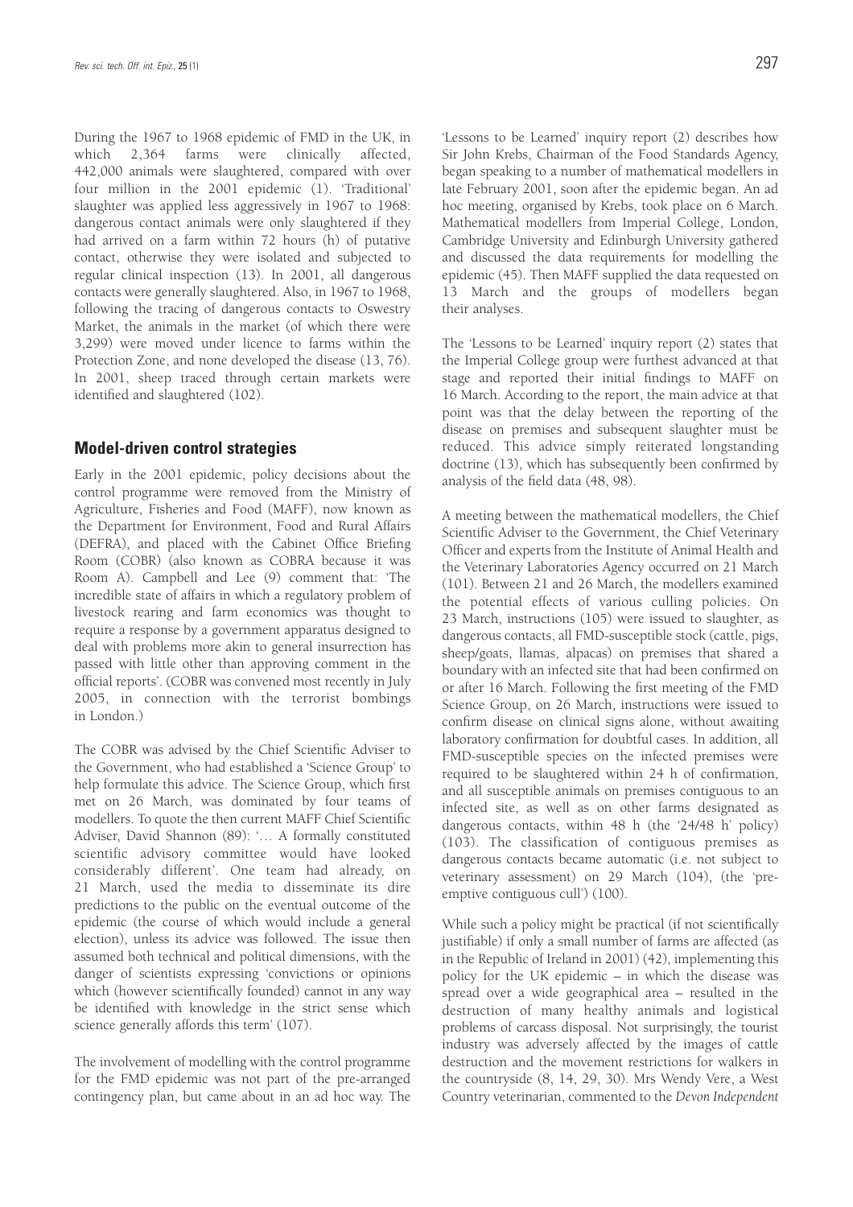During the 1967 to 1968 epidemic of FMD in the UK, in which 2,364 farms were clinically affected, 442,000 animals were slaughtered, compared with over four million in the 2001 epidemic (1). 'Traditional' slaughter was applied less aggressively in 1967 to 1968: dangerous contact animals were only slaughtered if they had arrived on a farm within 72 hours (h) of putative contact, otherwise they were isolated and subjected to regular clinical inspection (13). In 2001, all dangerous contacts were generally slaughtered. Also, in 1967 to 1968, following the tracing of dangerous contacts to Oswestry Market, the animals in the market (of which there were 3,299) were moved under licence to farms within the Protection Zone, and none developed the disease (13, 76). In 2001, sheep traced through certain markets were identified and slaughtered (102).

## Model-driven control strategies

Early in the 2001 epidemic, policy decisions about the control programme were removed from the Ministry of Agriculture, Fisheries and Food (MAFF), now known as the Department for Environment, Food and Rural Affairs (DEFRA), and placed with the Cabinet Office Briefing Room (COBR) (also known as COBRA because it was Room A). Campbell and Lee (9) comment that: 'The incredible state of affairs in which a regulatory problem of livestock rearing and farm economics was thought to require a response by a government apparatus designed to deal with problems more akin to general insurrection has passed with little other than approving comment in the official reports'. (COBR was convened most recently in July 2005, in connection with the terrorist bombings in London.)

The COBR was advised by the Chief Scientific Adviser to the Government, who had established a 'Science Group' to help formulate this advice. The Science Group, which first met on 26 March, was dominated by four teams of modellers. To quote the then current MAFF Chief Scientific Adviser, David Shannon (89): '… A formally constituted scientific advisory committee would have looked considerably different'. One team had already, on 21 March, used the media to disseminate its dire predictions to the public on the eventual outcome of the epidemic (the course of which would include a general election), unless its advice was followed. The issue then assumed both technical and political dimensions, with the danger of scientists expressing 'convictions or opinions which (however scientifically founded) cannot in any way be identified with knowledge in the strict sense which science generally affords this term' (107).

The involvement of modelling with the control programme for the FMD epidemic was not part of the pre-arranged contingency plan, but came about in an ad hoc way. The 'Lessons to be Learned' inquiry report (2) describes how Sir John Krebs, Chairman of the Food Standards Agency, began speaking to a number of mathematical modellers in late February 2001, soon after the epidemic began. An ad hoc meeting, organised by Krebs, took place on 6 March. Mathematical modellers from Imperial College, London, Cambridge University and Edinburgh University gathered and discussed the data requirements for modelling the epidemic (45). Then MAFF supplied the data requested on 13 March and the groups of modellers began their analyses.

The 'Lessons to be Learned' inquiry report (2) states that the Imperial College group were furthest advanced at that stage and reported their initial findings to MAFF on 16 March. According to the report, the main advice at that point was that the delay between the reporting of the disease on premises and subsequent slaughter must be reduced. This advice simply reiterated longstanding doctrine (13), which has subsequently been confirmed by analysis of the field data (48, 98).

A meeting between the mathematical modellers, the Chief Scientific Adviser to the Government, the Chief Veterinary Officer and experts from the Institute of Animal Health and the Veterinary Laboratories Agency occurred on 21 March (101). Between 21 and 26 March, the modellers examined the potential effects of various culling policies. On 23 March, instructions (105) were issued to slaughter, as dangerous contacts, all FMD-susceptible stock (cattle, pigs, sheep/goats, llamas, alpacas) on premises that shared a boundary with an infected site that had been confirmed on or after 16 March. Following the first meeting of the FMD Science Group, on 26 March, instructions were issued to confirm disease on clinical signs alone, without awaiting laboratory confirmation for doubtful cases. In addition, all FMD-susceptible species on the infected premises were required to be slaughtered within 24 h of confirmation, and all susceptible animals on premises contiguous to an infected site, as well as on other farms designated as dangerous contacts, within 48 h (the '24/48 h' policy) (103). The classification of contiguous premises as dangerous contacts became automatic (i.e. not subject to veterinary assessment) on 29 March (104), (the 'pre-emptive contiguous cull') (100).

While such a policy might be practical (if not scientifically justifiable) if only a small number of farms are affected (as in the Republic of Ireland in 2001) (42), implementing this policy for the UK epidemic – in which the disease was spread over a wide geographical area – resulted in the destruction of many healthy animals and logistical problems of carcass disposal. Not surprisingly, the tourist industry was adversely affected by the images of cattle destruction and the movement restrictions for walkers in the countryside (8, 14, 29, 30). Mrs Wendy Vere, a West Country veterinarian, commented to the *Devon Independent*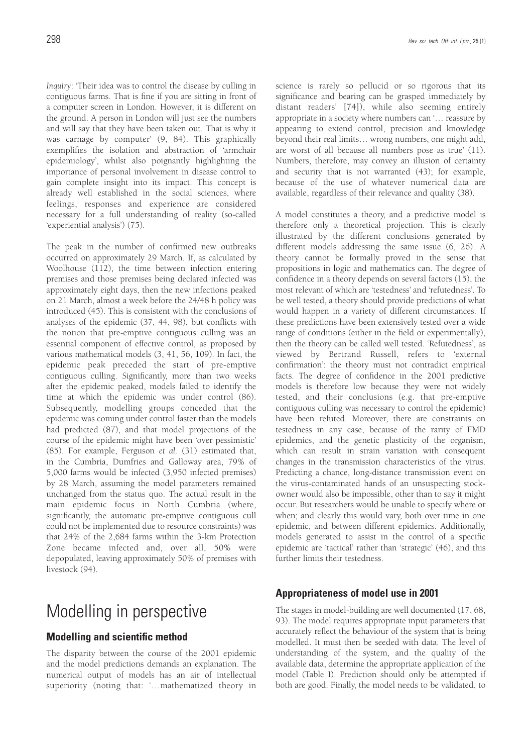*Inquiry*: 'Their idea was to control the disease by culling in contiguous farms. That is fine if you are sitting in front of a computer screen in London. However, it is different on the ground. A person in London will just see the numbers and will say that they have been taken out. That is why it was carnage by computer' (9, 84). This graphically exemplifies the isolation and abstraction of 'armchair epidemiology', whilst also poignantly highlighting the importance of personal involvement in disease control to gain complete insight into its impact. This concept is already well established in the social sciences, where feelings, responses and experience are considered necessary for a full understanding of reality (so-called 'experiential analysis') (75).

The peak in the number of confirmed new outbreaks occurred on approximately 29 March. If, as calculated by Woolhouse (112), the time between infection entering premises and those premises being declared infected was approximately eight days, then the new infections peaked on 21 March, almost a week before the 24/48 h policy was introduced (45). This is consistent with the conclusions of analyses of the epidemic (37, 44, 98), but conflicts with the notion that pre-emptive contiguous culling was an essential component of effective control, as proposed by various mathematical models (3, 41, 56, 109). In fact, the epidemic peak preceded the start of pre-emptive contiguous culling. Significantly, more than two weeks after the epidemic peaked, models failed to identify the time at which the epidemic was under control (86). Subsequently, modelling groups conceded that the epidemic was coming under control faster than the models had predicted (87), and that model projections of the course of the epidemic might have been 'over pessimistic' (85). For example, Ferguson *et al.* (31) estimated that, in the Cumbria, Dumfries and Galloway area, 79% of 5,000 farms would be infected (3,950 infected premises) by 28 March, assuming the model parameters remained unchanged from the status quo. The actual result in the main epidemic focus in North Cumbria (where, significantly, the automatic pre-emptive contiguous cull could not be implemented due to resource constraints) was that 24% of the 2,684 farms within the 3-km Protection Zone became infected and, over all, 50% were depopulated, leaving approximately 50% of premises with livestock (94).

# Modelling in perspective

## Modelling and scientific method

The disparity between the course of the 2001 epidemic and the model predictions demands an explanation. The numerical output of models has an air of intellectual superiority (noting that: '…mathematized theory in science is rarely so pellucid or so rigorous that its significance and bearing can be grasped immediately by distant readers' [74]), while also seeming entirely appropriate in a society where numbers can '… reassure by appearing to extend control, precision and knowledge beyond their real limits… wrong numbers, one might add, are worst of all because all numbers pose as true' (11). Numbers, therefore, may convey an illusion of certainty and security that is not warranted (43); for example, because of the use of whatever numerical data are available, regardless of their relevance and quality (38).

A model constitutes a theory, and a predictive model is therefore only a theoretical projection. This is clearly illustrated by the different conclusions generated by different models addressing the same issue (6, 26). A theory cannot be formally proved in the sense that propositions in logic and mathematics can. The degree of confidence in a theory depends on several factors (15), the most relevant of which are 'testedness' and 'refutedness'. To be well tested, a theory should provide predictions of what would happen in a variety of different circumstances. If these predictions have been extensively tested over a wide range of conditions (either in the field or experimentally), then the theory can be called well tested. 'Refutedness', as viewed by Bertrand Russell, refers to 'external confirmation': the theory must not contradict empirical facts. The degree of confidence in the 2001 predictive models is therefore low because they were not widely tested, and their conclusions (e.g. that pre-emptive contiguous culling was necessary to control the epidemic) have been refuted. Moreover, there are constraints on testedness in any case, because of the rarity of FMD epidemics, and the genetic plasticity of the organism, which can result in strain variation with consequent changes in the transmission characteristics of the virus. Predicting a chance, long-distance transmission event on the virus-contaminated hands of an unsuspecting stock-owner would also be impossible, other than to say it might occur. But researchers would be unable to specify where or when; and clearly this would vary, both over time in one epidemic, and between different epidemics. Additionally, models generated to assist in the control of a specific epidemic are 'tactical' rather than 'strategic' (46), and this further limits their testedness.

## Appropriateness of model use in 2001

The stages in model-building are well documented (17, 68, 93). The model requires appropriate input parameters that accurately reflect the behaviour of the system that is being modelled. It must then be seeded with data. The level of understanding of the system, and the quality of the available data, determine the appropriate application of the model (Table I). Prediction should only be attempted if both are good. Finally, the model needs to be validated, to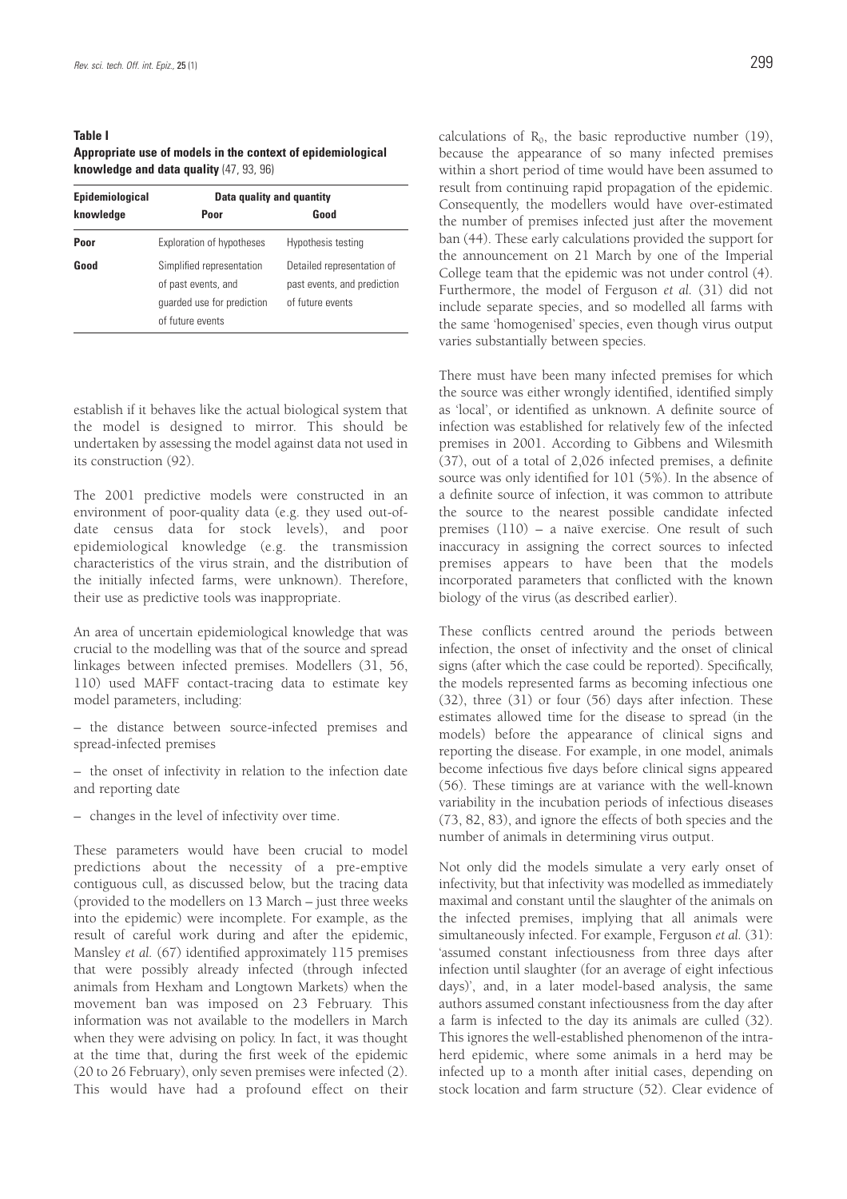**Table I**
**Appropriate use of models in the context of epidemiological knowledge and data quality** (47, 93, 96)

| Epidemiological knowledge | Data quality and quantity | |
|---|---|---|
| | **Poor** | **Good** |
| **Poor** | Exploration of hypotheses | Hypothesis testing |
| **Good** | Simplified representation of past events, and guarded use for prediction of future events | Detailed representation of past events, and prediction of future events |

establish if it behaves like the actual biological system that the model is designed to mirror. This should be undertaken by assessing the model against data not used in its construction (92).

The 2001 predictive models were constructed in an environment of poor-quality data (e.g. they used out-of-date census data for stock levels), and poor epidemiological knowledge (e.g. the transmission characteristics of the virus strain, and the distribution of the initially infected farms, were unknown). Therefore, their use as predictive tools was inappropriate.

An area of uncertain epidemiological knowledge that was crucial to the modelling was that of the source and spread linkages between infected premises. Modellers (31, 56, 110) used MAFF contact-tracing data to estimate key model parameters, including:

– the distance between source-infected premises and spread-infected premises

– the onset of infectivity in relation to the infection date and reporting date

– changes in the level of infectivity over time.

These parameters would have been crucial to model predictions about the necessity of a pre-emptive contiguous cull, as discussed below, but the tracing data (provided to the modellers on 13 March – just three weeks into the epidemic) were incomplete. For example, as the result of careful work during and after the epidemic, Mansley *et al.* (67) identified approximately 115 premises that were possibly already infected (through infected animals from Hexham and Longtown Markets) when the movement ban was imposed on 23 February. This information was not available to the modellers in March when they were advising on policy. In fact, it was thought at the time that, during the first week of the epidemic (20 to 26 February), only seven premises were infected (2). This would have had a profound effect on their calculations of $R_0$, the basic reproductive number (19), because the appearance of so many infected premises within a short period of time would have been assumed to result from continuing rapid propagation of the epidemic. Consequently, the modellers would have over-estimated the number of premises infected just after the movement ban (44). These early calculations provided the support for the announcement on 21 March by one of the Imperial College team that the epidemic was not under control (4). Furthermore, the model of Ferguson *et al.* (31) did not include separate species, and so modelled all farms with the same 'homogenised' species, even though virus output varies substantially between species.

There must have been many infected premises for which the source was either wrongly identified, identified simply as 'local', or identified as unknown. A definite source of infection was established for relatively few of the infected premises in 2001. According to Gibbens and Wilesmith (37), out of a total of 2,026 infected premises, a definite source was only identified for 101 (5%). In the absence of a definite source of infection, it was common to attribute the source to the nearest possible candidate infected premises (110) – a naïve exercise. One result of such inaccuracy in assigning the correct sources to infected premises appears to have been that the models incorporated parameters that conflicted with the known biology of the virus (as described earlier).

These conflicts centred around the periods between infection, the onset of infectivity and the onset of clinical signs (after which the case could be reported). Specifically, the models represented farms as becoming infectious one (32), three (31) or four (56) days after infection. These estimates allowed time for the disease to spread (in the models) before the appearance of clinical signs and reporting the disease. For example, in one model, animals become infectious five days before clinical signs appeared (56). These timings are at variance with the well-known variability in the incubation periods of infectious diseases (73, 82, 83), and ignore the effects of both species and the number of animals in determining virus output.

Not only did the models simulate a very early onset of infectivity, but that infectivity was modelled as immediately maximal and constant until the slaughter of the animals on the infected premises, implying that all animals were simultaneously infected. For example, Ferguson *et al.* (31): 'assumed constant infectiousness from three days after infection until slaughter (for an average of eight infectious days)', and, in a later model-based analysis, the same authors assumed constant infectiousness from the day after a farm is infected to the day its animals are culled (32). This ignores the well-established phenomenon of the intra-herd epidemic, where some animals in a herd may be infected up to a month after initial cases, depending on stock location and farm structure (52). Clear evidence of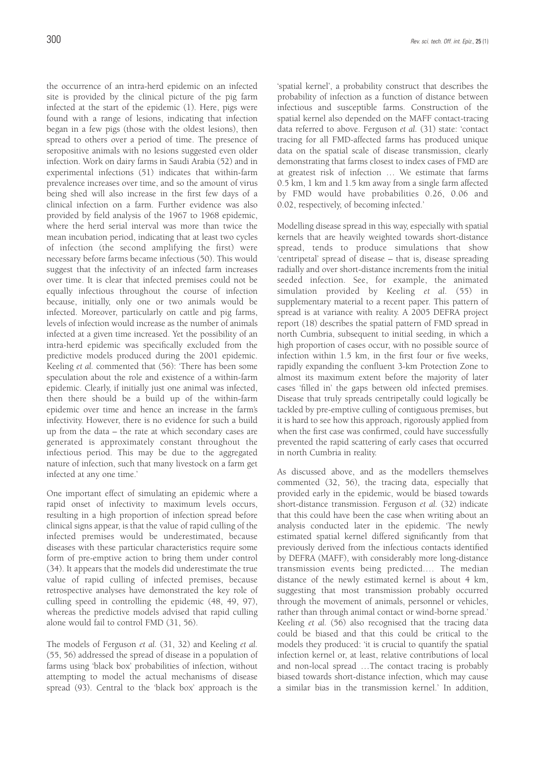the occurrence of an intra-herd epidemic on an infected site is provided by the clinical picture of the pig farm infected at the start of the epidemic (1). Here, pigs were found with a range of lesions, indicating that infection began in a few pigs (those with the oldest lesions), then spread to others over a period of time. The presence of seropositive animals with no lesions suggested even older infection. Work on dairy farms in Saudi Arabia (52) and in experimental infections (51) indicates that within-farm prevalence increases over time, and so the amount of virus being shed will also increase in the first few days of a clinical infection on a farm. Further evidence was also provided by field analysis of the 1967 to 1968 epidemic, where the herd serial interval was more than twice the mean incubation period, indicating that at least two cycles of infection (the second amplifying the first) were necessary before farms became infectious (50). This would suggest that the infectivity of an infected farm increases over time. It is clear that infected premises could not be equally infectious throughout the course of infection because, initially, only one or two animals would be infected. Moreover, particularly on cattle and pig farms, levels of infection would increase as the number of animals infected at a given time increased. Yet the possibility of an intra-herd epidemic was specifically excluded from the predictive models produced during the 2001 epidemic. Keeling *et al.* commented that (56): 'There has been some speculation about the role and existence of a within-farm epidemic. Clearly, if initially just one animal was infected, then there should be a build up of the within-farm epidemic over time and hence an increase in the farm's infectivity. However, there is no evidence for such a build up from the data – the rate at which secondary cases are generated is approximately constant throughout the infectious period. This may be due to the aggregated nature of infection, such that many livestock on a farm get infected at any one time.'

One important effect of simulating an epidemic where a rapid onset of infectivity to maximum levels occurs, resulting in a high proportion of infection spread before clinical signs appear, is that the value of rapid culling of the infected premises would be underestimated, because diseases with these particular characteristics require some form of pre-emptive action to bring them under control (34). It appears that the models did underestimate the true value of rapid culling of infected premises, because retrospective analyses have demonstrated the key role of culling speed in controlling the epidemic (48, 49, 97), whereas the predictive models advised that rapid culling alone would fail to control FMD (31, 56).

The models of Ferguson *et al.* (31, 32) and Keeling *et al.* (55, 56) addressed the spread of disease in a population of farms using 'black box' probabilities of infection, without attempting to model the actual mechanisms of disease spread (93). Central to the 'black box' approach is the 'spatial kernel', a probability construct that describes the probability of infection as a function of distance between infectious and susceptible farms. Construction of the spatial kernel also depended on the MAFF contact-tracing data referred to above. Ferguson *et al.* (31) state: 'contact tracing for all FMD-affected farms has produced unique data on the spatial scale of disease transmission, clearly demonstrating that farms closest to index cases of FMD are at greatest risk of infection … We estimate that farms 0.5 km, 1 km and 1.5 km away from a single farm affected by FMD would have probabilities 0.26, 0.06 and 0.02, respectively, of becoming infected.'

Modelling disease spread in this way, especially with spatial kernels that are heavily weighted towards short-distance spread, tends to produce simulations that show 'centripetal' spread of disease – that is, disease spreading radially and over short-distance increments from the initial seeded infection. See, for example, the animated simulation provided by Keeling *et al.* (55) in supplementary material to a recent paper. This pattern of spread is at variance with reality. A 2005 DEFRA project report (18) describes the spatial pattern of FMD spread in north Cumbria, subsequent to initial seeding, in which a high proportion of cases occur, with no possible source of infection within 1.5 km, in the first four or five weeks, rapidly expanding the confluent 3-km Protection Zone to almost its maximum extent before the majority of later cases 'filled in' the gaps between old infected premises. Disease that truly spreads centripetally could logically be tackled by pre-emptive culling of contiguous premises, but it is hard to see how this approach, rigorously applied from when the first case was confirmed, could have successfully prevented the rapid scattering of early cases that occurred in north Cumbria in reality.

As discussed above, and as the modellers themselves commented (32, 56), the tracing data, especially that provided early in the epidemic, would be biased towards short-distance transmission. Ferguson *et al.* (32) indicate that this could have been the case when writing about an analysis conducted later in the epidemic. 'The newly estimated spatial kernel differed significantly from that previously derived from the infectious contacts identified by DEFRA (MAFF), with considerably more long-distance transmission events being predicted…. The median distance of the newly estimated kernel is about 4 km, suggesting that most transmission probably occurred through the movement of animals, personnel or vehicles, rather than through animal contact or wind-borne spread.' Keeling *et al.* (56) also recognised that the tracing data could be biased and that this could be critical to the models they produced: 'it is crucial to quantify the spatial infection kernel or, at least, relative contributions of local and non-local spread …The contact tracing is probably biased towards short-distance infection, which may cause a similar bias in the transmission kernel.' In addition,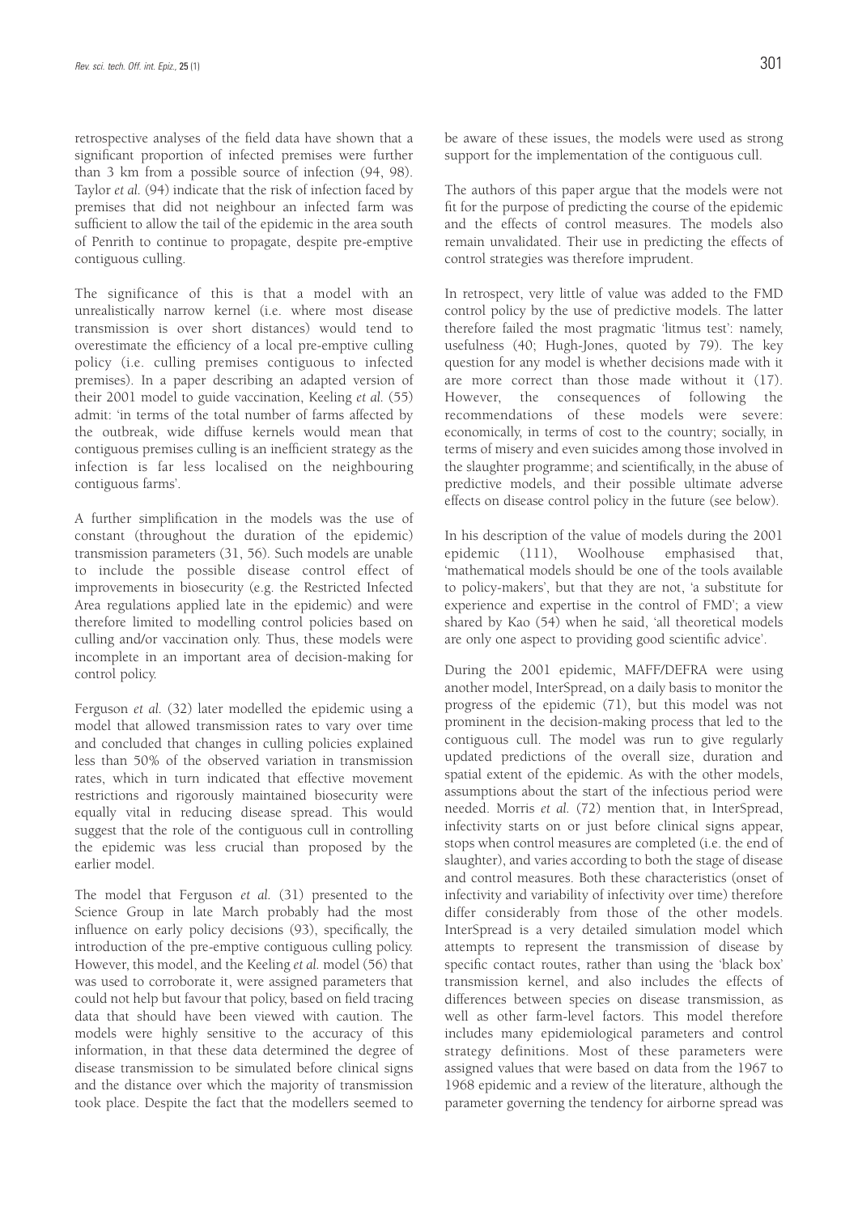retrospective analyses of the field data have shown that a significant proportion of infected premises were further than 3 km from a possible source of infection (94, 98). Taylor *et al.* (94) indicate that the risk of infection faced by premises that did not neighbour an infected farm was sufficient to allow the tail of the epidemic in the area south of Penrith to continue to propagate, despite pre-emptive contiguous culling.

The significance of this is that a model with an unrealistically narrow kernel (i.e. where most disease transmission is over short distances) would tend to overestimate the efficiency of a local pre-emptive culling policy (i.e. culling premises contiguous to infected premises). In a paper describing an adapted version of their 2001 model to guide vaccination, Keeling *et al.* (55) admit: 'in terms of the total number of farms affected by the outbreak, wide diffuse kernels would mean that contiguous premises culling is an inefficient strategy as the infection is far less localised on the neighbouring contiguous farms'.

A further simplification in the models was the use of constant (throughout the duration of the epidemic) transmission parameters (31, 56). Such models are unable to include the possible disease control effect of improvements in biosecurity (e.g. the Restricted Infected Area regulations applied late in the epidemic) and were therefore limited to modelling control policies based on culling and/or vaccination only. Thus, these models were incomplete in an important area of decision-making for control policy.

Ferguson *et al.* (32) later modelled the epidemic using a model that allowed transmission rates to vary over time and concluded that changes in culling policies explained less than 50% of the observed variation in transmission rates, which in turn indicated that effective movement restrictions and rigorously maintained biosecurity were equally vital in reducing disease spread. This would suggest that the role of the contiguous cull in controlling the epidemic was less crucial than proposed by the earlier model.

The model that Ferguson *et al.* (31) presented to the Science Group in late March probably had the most influence on early policy decisions (93), specifically, the introduction of the pre-emptive contiguous culling policy. However, this model, and the Keeling *et al.* model (56) that was used to corroborate it, were assigned parameters that could not help but favour that policy, based on field tracing data that should have been viewed with caution. The models were highly sensitive to the accuracy of this information, in that these data determined the degree of disease transmission to be simulated before clinical signs and the distance over which the majority of transmission took place. Despite the fact that the modellers seemed to be aware of these issues, the models were used as strong support for the implementation of the contiguous cull.

The authors of this paper argue that the models were not fit for the purpose of predicting the course of the epidemic and the effects of control measures. The models also remain unvalidated. Their use in predicting the effects of control strategies was therefore imprudent.

In retrospect, very little of value was added to the FMD control policy by the use of predictive models. The latter therefore failed the most pragmatic 'litmus test': namely, usefulness (40; Hugh-Jones, quoted by 79). The key question for any model is whether decisions made with it are more correct than those made without it (17). However, the consequences of following the recommendations of these models were severe: economically, in terms of cost to the country; socially, in terms of misery and even suicides among those involved in the slaughter programme; and scientifically, in the abuse of predictive models, and their possible ultimate adverse effects on disease control policy in the future (see below).

In his description of the value of models during the 2001 epidemic (111), Woolhouse emphasised that, 'mathematical models should be one of the tools available to policy-makers', but that they are not, 'a substitute for experience and expertise in the control of FMD'; a view shared by Kao (54) when he said, 'all theoretical models are only one aspect to providing good scientific advice'.

During the 2001 epidemic, MAFF/DEFRA were using another model, InterSpread, on a daily basis to monitor the progress of the epidemic (71), but this model was not prominent in the decision-making process that led to the contiguous cull. The model was run to give regularly updated predictions of the overall size, duration and spatial extent of the epidemic. As with the other models, assumptions about the start of the infectious period were needed. Morris *et al.* (72) mention that, in InterSpread, infectivity starts on or just before clinical signs appear, stops when control measures are completed (i.e. the end of slaughter), and varies according to both the stage of disease and control measures. Both these characteristics (onset of infectivity and variability of infectivity over time) therefore differ considerably from those of the other models. InterSpread is a very detailed simulation model which attempts to represent the transmission of disease by specific contact routes, rather than using the 'black box' transmission kernel, and also includes the effects of differences between species on disease transmission, as well as other farm-level factors. This model therefore includes many epidemiological parameters and control strategy definitions. Most of these parameters were assigned values that were based on data from the 1967 to 1968 epidemic and a review of the literature, although the parameter governing the tendency for airborne spread was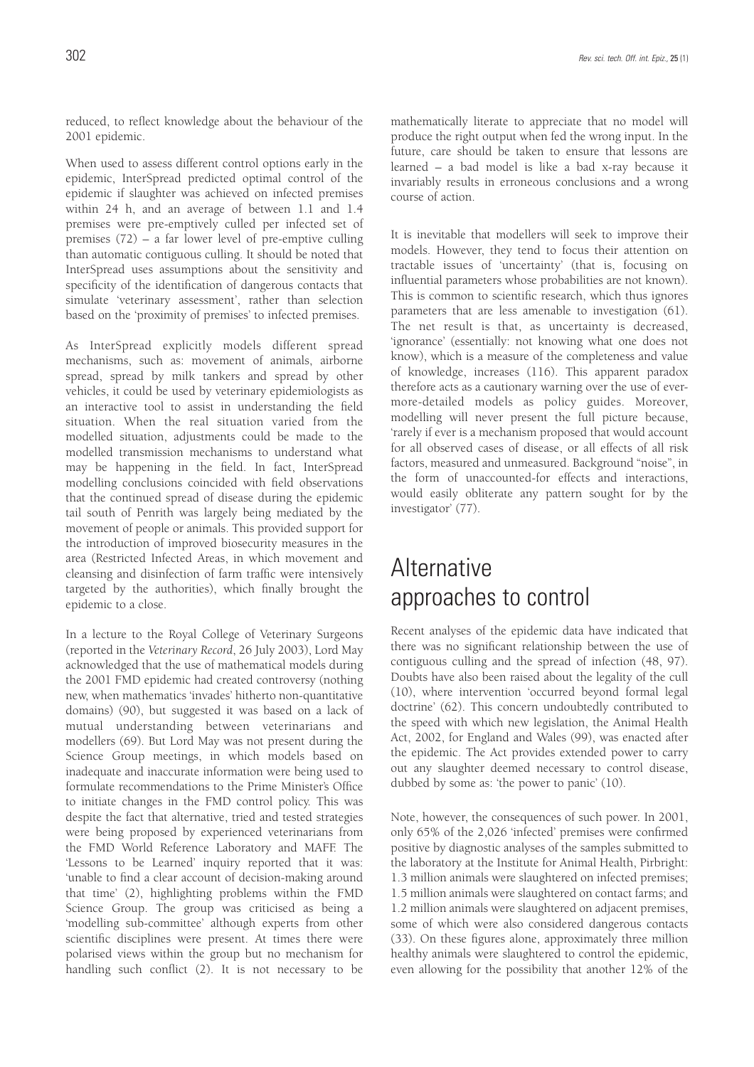reduced, to reflect knowledge about the behaviour of the 2001 epidemic.

When used to assess different control options early in the epidemic, InterSpread predicted optimal control of the epidemic if slaughter was achieved on infected premises within 24 h, and an average of between 1.1 and 1.4 premises were pre-emptively culled per infected set of premises (72) – a far lower level of pre-emptive culling than automatic contiguous culling. It should be noted that InterSpread uses assumptions about the sensitivity and specificity of the identification of dangerous contacts that simulate 'veterinary assessment', rather than selection based on the 'proximity of premises' to infected premises.

As InterSpread explicitly models different spread mechanisms, such as: movement of animals, airborne spread, spread by milk tankers and spread by other vehicles, it could be used by veterinary epidemiologists as an interactive tool to assist in understanding the field situation. When the real situation varied from the modelled situation, adjustments could be made to the modelled transmission mechanisms to understand what may be happening in the field. In fact, InterSpread modelling conclusions coincided with field observations that the continued spread of disease during the epidemic tail south of Penrith was largely being mediated by the movement of people or animals. This provided support for the introduction of improved biosecurity measures in the area (Restricted Infected Areas, in which movement and cleansing and disinfection of farm traffic were intensively targeted by the authorities), which finally brought the epidemic to a close.

In a lecture to the Royal College of Veterinary Surgeons (reported in the *Veterinary Record*, 26 July 2003), Lord May acknowledged that the use of mathematical models during the 2001 FMD epidemic had created controversy (nothing new, when mathematics 'invades' hitherto non-quantitative domains) (90), but suggested it was based on a lack of mutual understanding between veterinarians and modellers (69). But Lord May was not present during the Science Group meetings, in which models based on inadequate and inaccurate information were being used to formulate recommendations to the Prime Minister's Office to initiate changes in the FMD control policy. This was despite the fact that alternative, tried and tested strategies were being proposed by experienced veterinarians from the FMD World Reference Laboratory and MAFF. The 'Lessons to be Learned' inquiry reported that it was: 'unable to find a clear account of decision-making around that time' (2), highlighting problems within the FMD Science Group. The group was criticised as being a 'modelling sub-committee' although experts from other scientific disciplines were present. At times there were polarised views within the group but no mechanism for handling such conflict (2). It is not necessary to be mathematically literate to appreciate that no model will produce the right output when fed the wrong input. In the future, care should be taken to ensure that lessons are learned – a bad model is like a bad x-ray because it invariably results in erroneous conclusions and a wrong course of action.

It is inevitable that modellers will seek to improve their models. However, they tend to focus their attention on tractable issues of 'uncertainty' (that is, focusing on influential parameters whose probabilities are not known). This is common to scientific research, which thus ignores parameters that are less amenable to investigation (61). The net result is that, as uncertainty is decreased, 'ignorance' (essentially: not knowing what one does not know), which is a measure of the completeness and value of knowledge, increases (116). This apparent paradox therefore acts as a cautionary warning over the use of ever-more-detailed models as policy guides. Moreover, modelling will never present the full picture because, 'rarely if ever is a mechanism proposed that would account for all observed cases of disease, or all effects of all risk factors, measured and unmeasured. Background "noise", in the form of unaccounted-for effects and interactions, would easily obliterate any pattern sought for by the investigator' (77).

# Alternative approaches to control

Recent analyses of the epidemic data have indicated that there was no significant relationship between the use of contiguous culling and the spread of infection (48, 97). Doubts have also been raised about the legality of the cull (10), where intervention 'occurred beyond formal legal doctrine' (62). This concern undoubtedly contributed to the speed with which new legislation, the Animal Health Act, 2002, for England and Wales (99), was enacted after the epidemic. The Act provides extended power to carry out any slaughter deemed necessary to control disease, dubbed by some as: 'the power to panic' (10).

Note, however, the consequences of such power. In 2001, only 65% of the 2,026 'infected' premises were confirmed positive by diagnostic analyses of the samples submitted to the laboratory at the Institute for Animal Health, Pirbright: 1.3 million animals were slaughtered on infected premises; 1.5 million animals were slaughtered on contact farms; and 1.2 million animals were slaughtered on adjacent premises, some of which were also considered dangerous contacts (33). On these figures alone, approximately three million healthy animals were slaughtered to control the epidemic, even allowing for the possibility that another 12% of the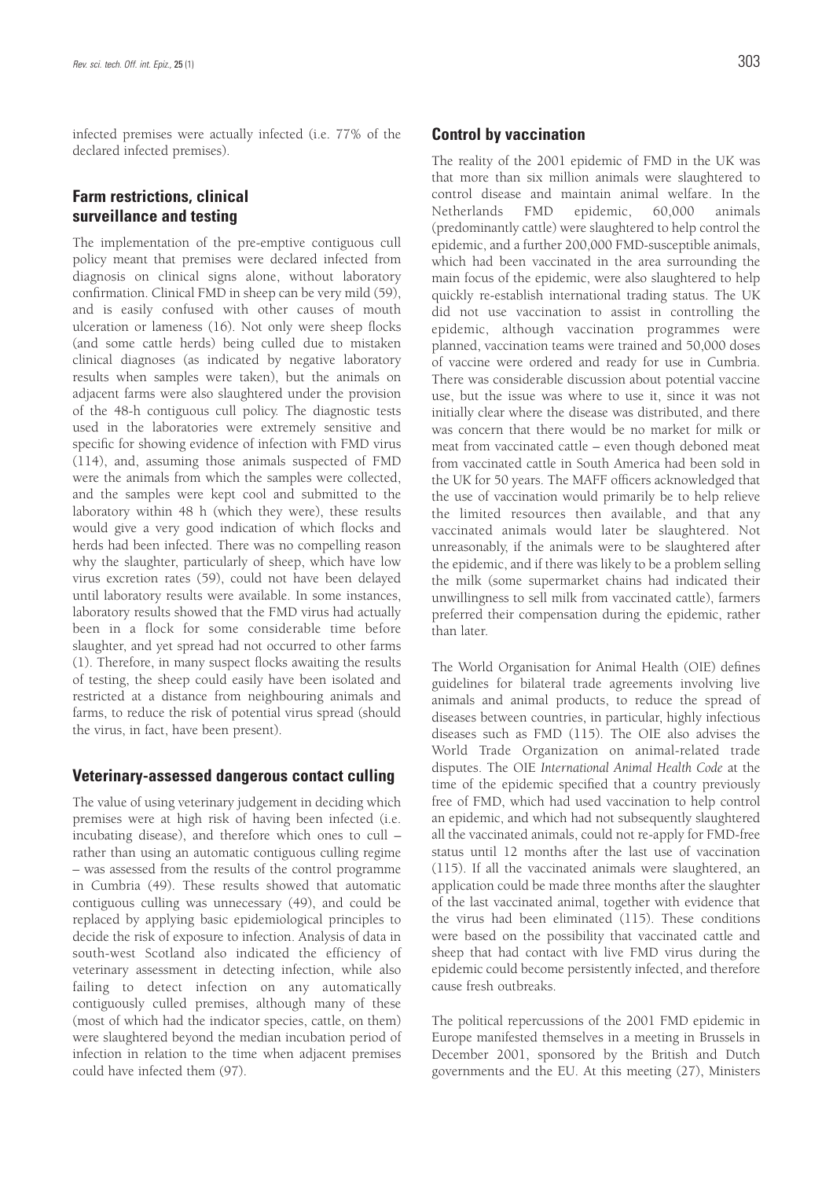infected premises were actually infected (i.e. 77% of the declared infected premises).

## Farm restrictions, clinical surveillance and testing

The implementation of the pre-emptive contiguous cull policy meant that premises were declared infected from diagnosis on clinical signs alone, without laboratory confirmation. Clinical FMD in sheep can be very mild (59), and is easily confused with other causes of mouth ulceration or lameness (16). Not only were sheep flocks (and some cattle herds) being culled due to mistaken clinical diagnoses (as indicated by negative laboratory results when samples were taken), but the animals on adjacent farms were also slaughtered under the provision of the 48-h contiguous cull policy. The diagnostic tests used in the laboratories were extremely sensitive and specific for showing evidence of infection with FMD virus (114), and, assuming those animals suspected of FMD were the animals from which the samples were collected, and the samples were kept cool and submitted to the laboratory within 48 h (which they were), these results would give a very good indication of which flocks and herds had been infected. There was no compelling reason why the slaughter, particularly of sheep, which have low virus excretion rates (59), could not have been delayed until laboratory results were available. In some instances, laboratory results showed that the FMD virus had actually been in a flock for some considerable time before slaughter, and yet spread had not occurred to other farms (1). Therefore, in many suspect flocks awaiting the results of testing, the sheep could easily have been isolated and restricted at a distance from neighbouring animals and farms, to reduce the risk of potential virus spread (should the virus, in fact, have been present).

## Veterinary-assessed dangerous contact culling

The value of using veterinary judgement in deciding which premises were at high risk of having been infected (i.e. incubating disease), and therefore which ones to cull – rather than using an automatic contiguous culling regime – was assessed from the results of the control programme in Cumbria (49). These results showed that automatic contiguous culling was unnecessary (49), and could be replaced by applying basic epidemiological principles to decide the risk of exposure to infection. Analysis of data in south-west Scotland also indicated the efficiency of veterinary assessment in detecting infection, while also failing to detect infection on any automatically contiguously culled premises, although many of these (most of which had the indicator species, cattle, on them) were slaughtered beyond the median incubation period of infection in relation to the time when adjacent premises could have infected them (97).

## Control by vaccination

The reality of the 2001 epidemic of FMD in the UK was that more than six million animals were slaughtered to control disease and maintain animal welfare. In the Netherlands FMD epidemic, 60,000 animals (predominantly cattle) were slaughtered to help control the epidemic, and a further 200,000 FMD-susceptible animals, which had been vaccinated in the area surrounding the main focus of the epidemic, were also slaughtered to help quickly re-establish international trading status. The UK did not use vaccination to assist in controlling the epidemic, although vaccination programmes were planned, vaccination teams were trained and 50,000 doses of vaccine were ordered and ready for use in Cumbria. There was considerable discussion about potential vaccine use, but the issue was where to use it, since it was not initially clear where the disease was distributed, and there was concern that there would be no market for milk or meat from vaccinated cattle – even though deboned meat from vaccinated cattle in South America had been sold in the UK for 50 years. The MAFF officers acknowledged that the use of vaccination would primarily be to help relieve the limited resources then available, and that any vaccinated animals would later be slaughtered. Not unreasonably, if the animals were to be slaughtered after the epidemic, and if there was likely to be a problem selling the milk (some supermarket chains had indicated their unwillingness to sell milk from vaccinated cattle), farmers preferred their compensation during the epidemic, rather than later.

The World Organisation for Animal Health (OIE) defines guidelines for bilateral trade agreements involving live animals and animal products, to reduce the spread of diseases between countries, in particular, highly infectious diseases such as FMD (115). The OIE also advises the World Trade Organization on animal-related trade disputes. The OIE *International Animal Health Code* at the time of the epidemic specified that a country previously free of FMD, which had used vaccination to help control an epidemic, and which had not subsequently slaughtered all the vaccinated animals, could not re-apply for FMD-free status until 12 months after the last use of vaccination (115). If all the vaccinated animals were slaughtered, an application could be made three months after the slaughter of the last vaccinated animal, together with evidence that the virus had been eliminated (115). These conditions were based on the possibility that vaccinated cattle and sheep that had contact with live FMD virus during the epidemic could become persistently infected, and therefore cause fresh outbreaks.

The political repercussions of the 2001 FMD epidemic in Europe manifested themselves in a meeting in Brussels in December 2001, sponsored by the British and Dutch governments and the EU. At this meeting (27), Ministers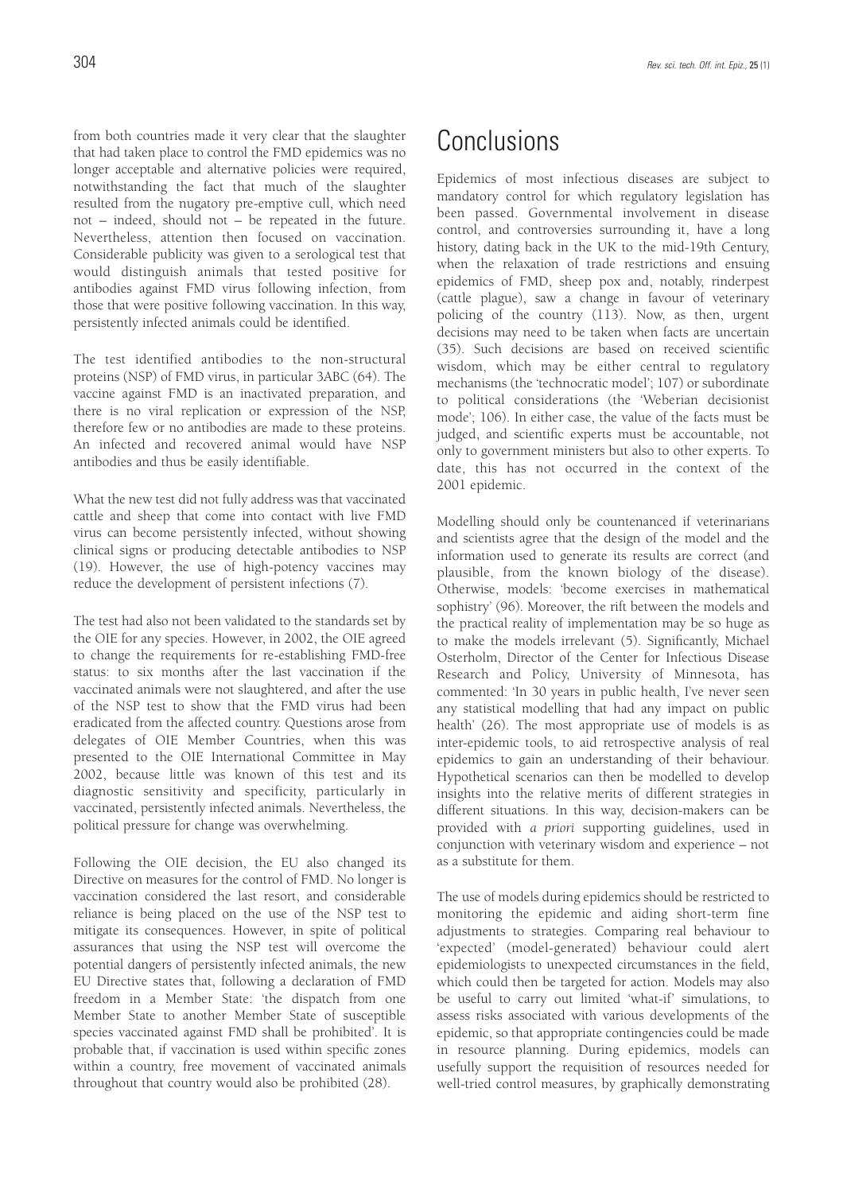from both countries made it very clear that the slaughter that had taken place to control the FMD epidemics was no longer acceptable and alternative policies were required, notwithstanding the fact that much of the slaughter resulted from the nugatory pre-emptive cull, which need not – indeed, should not – be repeated in the future. Nevertheless, attention then focused on vaccination. Considerable publicity was given to a serological test that would distinguish animals that tested positive for antibodies against FMD virus following infection, from those that were positive following vaccination. In this way, persistently infected animals could be identified.

The test identified antibodies to the non-structural proteins (NSP) of FMD virus, in particular 3ABC (64). The vaccine against FMD is an inactivated preparation, and there is no viral replication or expression of the NSP, therefore few or no antibodies are made to these proteins. An infected and recovered animal would have NSP antibodies and thus be easily identifiable.

What the new test did not fully address was that vaccinated cattle and sheep that come into contact with live FMD virus can become persistently infected, without showing clinical signs or producing detectable antibodies to NSP (19). However, the use of high-potency vaccines may reduce the development of persistent infections (7).

The test had also not been validated to the standards set by the OIE for any species. However, in 2002, the OIE agreed to change the requirements for re-establishing FMD-free status: to six months after the last vaccination if the vaccinated animals were not slaughtered, and after the use of the NSP test to show that the FMD virus had been eradicated from the affected country. Questions arose from delegates of OIE Member Countries, when this was presented to the OIE International Committee in May 2002, because little was known of this test and its diagnostic sensitivity and specificity, particularly in vaccinated, persistently infected animals. Nevertheless, the political pressure for change was overwhelming.

Following the OIE decision, the EU also changed its Directive on measures for the control of FMD. No longer is vaccination considered the last resort, and considerable reliance is being placed on the use of the NSP test to mitigate its consequences. However, in spite of political assurances that using the NSP test will overcome the potential dangers of persistently infected animals, the new EU Directive states that, following a declaration of FMD freedom in a Member State: 'the dispatch from one Member State to another Member State of susceptible species vaccinated against FMD shall be prohibited'. It is probable that, if vaccination is used within specific zones within a country, free movement of vaccinated animals throughout that country would also be prohibited (28).

# Conclusions

Epidemics of most infectious diseases are subject to mandatory control for which regulatory legislation has been passed. Governmental involvement in disease control, and controversies surrounding it, have a long history, dating back in the UK to the mid-19th Century, when the relaxation of trade restrictions and ensuing epidemics of FMD, sheep pox and, notably, rinderpest (cattle plague), saw a change in favour of veterinary policing of the country (113). Now, as then, urgent decisions may need to be taken when facts are uncertain (35). Such decisions are based on received scientific wisdom, which may be either central to regulatory mechanisms (the 'technocratic model'; 107) or subordinate to political considerations (the 'Weberian decisionist mode'; 106). In either case, the value of the facts must be judged, and scientific experts must be accountable, not only to government ministers but also to other experts. To date, this has not occurred in the context of the 2001 epidemic.

Modelling should only be countenanced if veterinarians and scientists agree that the design of the model and the information used to generate its results are correct (and plausible, from the known biology of the disease). Otherwise, models: 'become exercises in mathematical sophistry' (96). Moreover, the rift between the models and the practical reality of implementation may be so huge as to make the models irrelevant (5). Significantly, Michael Osterholm, Director of the Center for Infectious Disease Research and Policy, University of Minnesota, has commented: 'In 30 years in public health, I've never seen any statistical modelling that had any impact on public health' (26). The most appropriate use of models is as inter-epidemic tools, to aid retrospective analysis of real epidemics to gain an understanding of their behaviour. Hypothetical scenarios can then be modelled to develop insights into the relative merits of different strategies in different situations. In this way, decision-makers can be provided with *a priori* supporting guidelines, used in conjunction with veterinary wisdom and experience – not as a substitute for them.

The use of models during epidemics should be restricted to monitoring the epidemic and aiding short-term fine adjustments to strategies. Comparing real behaviour to 'expected' (model-generated) behaviour could alert epidemiologists to unexpected circumstances in the field, which could then be targeted for action. Models may also be useful to carry out limited 'what-if' simulations, to assess risks associated with various developments of the epidemic, so that appropriate contingencies could be made in resource planning. During epidemics, models can usefully support the requisition of resources needed for well-tried control measures, by graphically demonstrating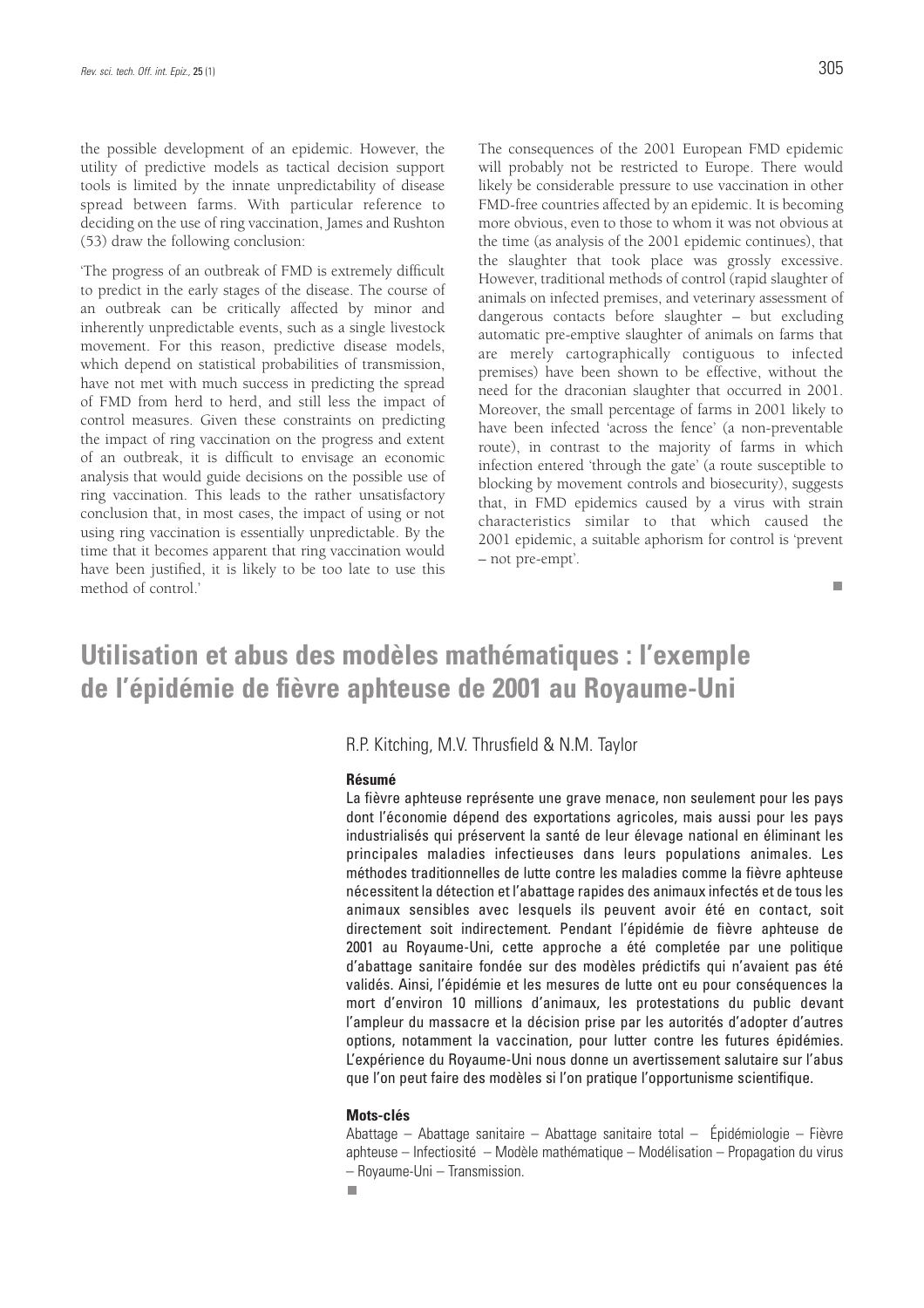the possible development of an epidemic. However, the utility of predictive models as tactical decision support tools is limited by the innate unpredictability of disease spread between farms. With particular reference to deciding on the use of ring vaccination, James and Rushton (53) draw the following conclusion:

'The progress of an outbreak of FMD is extremely difficult to predict in the early stages of the disease. The course of an outbreak can be critically affected by minor and inherently unpredictable events, such as a single livestock movement. For this reason, predictive disease models, which depend on statistical probabilities of transmission, have not met with much success in predicting the spread of FMD from herd to herd, and still less the impact of control measures. Given these constraints on predicting the impact of ring vaccination on the progress and extent of an outbreak, it is difficult to envisage an economic analysis that would guide decisions on the possible use of ring vaccination. This leads to the rather unsatisfactory conclusion that, in most cases, the impact of using or not using ring vaccination is essentially unpredictable. By the time that it becomes apparent that ring vaccination would have been justified, it is likely to be too late to use this method of control.'

The consequences of the 2001 European FMD epidemic will probably not be restricted to Europe. There would likely be considerable pressure to use vaccination in other FMD-free countries affected by an epidemic. It is becoming more obvious, even to those to whom it was not obvious at the time (as analysis of the 2001 epidemic continues), that the slaughter that took place was grossly excessive. However, traditional methods of control (rapid slaughter of animals on infected premises, and veterinary assessment of dangerous contacts before slaughter – but excluding automatic pre-emptive slaughter of animals on farms that are merely cartographically contiguous to infected premises) have been shown to be effective, without the need for the draconian slaughter that occurred in 2001. Moreover, the small percentage of farms in 2001 likely to have been infected 'across the fence' (a non-preventable route), in contrast to the majority of farms in which infection entered 'through the gate' (a route susceptible to blocking by movement controls and biosecurity), suggests that, in FMD epidemics caused by a virus with strain characteristics similar to that which caused the 2001 epidemic, a suitable aphorism for control is 'prevent – not pre-empt'.

■

# Utilisation et abus des modèles mathématiques : l'exemple de l'épidémie de fièvre aphteuse de 2001 au Royaume-Uni

R.P. Kitching, M.V. Thrusfield & N.M. Taylor

#### Résumé

La fièvre aphteuse représente une grave menace, non seulement pour les pays dont l'économie dépend des exportations agricoles, mais aussi pour les pays industrialisés qui préservent la santé de leur élevage national en éliminant les principales maladies infectieuses dans leurs populations animales. Les méthodes traditionnelles de lutte contre les maladies comme la fièvre aphteuse nécessitent la détection et l'abattage rapides des animaux infectés et de tous les animaux sensibles avec lesquels ils peuvent avoir été en contact, soit directement soit indirectement. Pendant l'épidémie de fièvre aphteuse de 2001 au Royaume-Uni, cette approche a été complétée par une politique d'abattage sanitaire fondée sur des modèles prédictifs qui n'avaient pas été validés. Ainsi, l'épidémie et les mesures de lutte ont eu pour conséquences la mort d'environ 10 millions d'animaux, les protestations du public devant l'ampleur du massacre et la décision prise par les autorités d'adopter d'autres options, notamment la vaccination, pour lutter contre les futures épidémies. L'expérience du Royaume-Uni nous donne un avertissement salutaire sur l'abus que l'on peut faire des modèles si l'on pratique l'opportunisme scientifique.

#### Mots-clés

Abattage – Abattage sanitaire – Abattage sanitaire total – Épidémiologie – Fièvre aphteuse – Infectiosité – Modèle mathématique – Modélisation – Propagation du virus – Royaume-Uni – Transmission.

■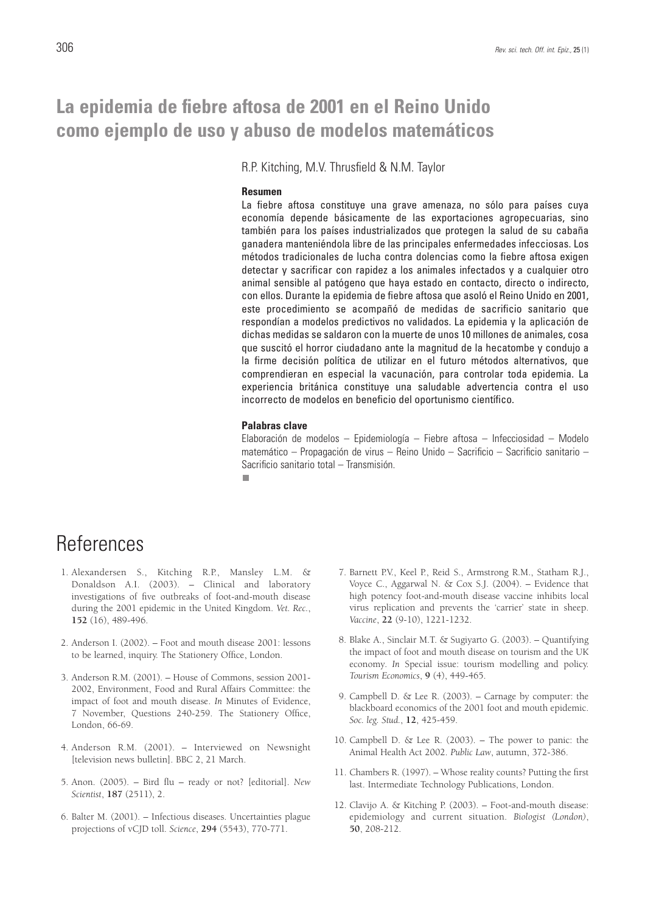# La epidemia de fiebre aftosa de 2001 en el Reino Unido como ejemplo de uso y abuso de modelos matemáticos

R.P. Kitching, M.V. Thrusfield & N.M. Taylor

**Resumen**

La fiebre aftosa constituye una grave amenaza, no sólo para países cuya economía depende básicamente de las exportaciones agropecuarias, sino también para los países industrializados que protegen la salud de su cabaña ganadera manteniéndola libre de las principales enfermedades infecciosas. Los métodos tradicionales de lucha contra dolencias como la fiebre aftosa exigen detectar y sacrificar con rapidez a los animales infectados y a cualquier otro animal sensible al patógeno que haya estado en contacto, directo o indirecto, con ellos. Durante la epidemia de fiebre aftosa que asoló el Reino Unido en 2001, este procedimiento se acompañó de medidas de sacrificio sanitario que respondían a modelos predictivos no validados. La epidemia y la aplicación de dichas medidas se saldaron con la muerte de unos 10 millones de animales, cosa que suscitó el horror ciudadano ante la magnitud de la hecatombe y condujo a la firme decisión política de utilizar en el futuro métodos alternativos, que comprendieran en especial la vacunación, para controlar toda epidemia. La experiencia británica constituye una saludable advertencia contra el uso incorrecto de modelos en beneficio del oportunismo científico.

**Palabras clave**

Elaboración de modelos – Epidemiología – Fiebre aftosa – Infecciosidad – Modelo matemático – Propagación de virus – Reino Unido – Sacrificio – Sacrificio sanitario – Sacrificio sanitario total – Transmisión.

# References

1. Alexandersen S., Kitching R.P., Mansley L.M. & Donaldson A.I. (2003). – Clinical and laboratory investigations of five outbreaks of foot-and-mouth disease during the 2001 epidemic in the United Kingdom. *Vet. Rec.*, **152** (16), 489-496.

2. Anderson I. (2002). – Foot and mouth disease 2001: lessons to be learned, inquiry. The Stationery Office, London.

3. Anderson R.M. (2001). – House of Commons, session 2001-2002, Environment, Food and Rural Affairs Committee: the impact of foot and mouth disease. *In* Minutes of Evidence, 7 November, Questions 240-259. The Stationery Office, London, 66-69.

4. Anderson R.M. (2001). – Interviewed on Newsnight [television news bulletin]. BBC 2, 21 March.

5. Anon. (2005). – Bird flu – ready or not? [editorial]. *New Scientist*, **187** (2511), 2.

6. Balter M. (2001). – Infectious diseases. Uncertainties plague projections of vCJD toll. *Science*, **294** (5543), 770-771.

7. Barnett P.V., Keel P., Reid S., Armstrong R.M., Statham R.J., Voyce C., Aggarwal N. & Cox S.J. (2004). – Evidence that high potency foot-and-mouth disease vaccine inhibits local virus replication and prevents the 'carrier' state in sheep. *Vaccine*, **22** (9-10), 1221-1232.

8. Blake A., Sinclair M.T. & Sugiyarto G. (2003). – Quantifying the impact of foot and mouth disease on tourism and the UK economy. *In* Special issue: tourism modelling and policy. *Tourism Economics*, **9** (4), 449-465.

9. Campbell D. & Lee R. (2003). – Carnage by computer: the blackboard economics of the 2001 foot and mouth epidemic. *Soc. leg. Stud.*, **12**, 425-459.

10. Campbell D. & Lee R. (2003). – The power to panic: the Animal Health Act 2002. *Public Law*, autumn, 372-386.

11. Chambers R. (1997). – Whose reality counts? Putting the first last. Intermediate Technology Publications, London.

12. Clavijo A. & Kitching P. (2003). – Foot-and-mouth disease: epidemiology and current situation. *Biologist (London)*, **50**, 208-212.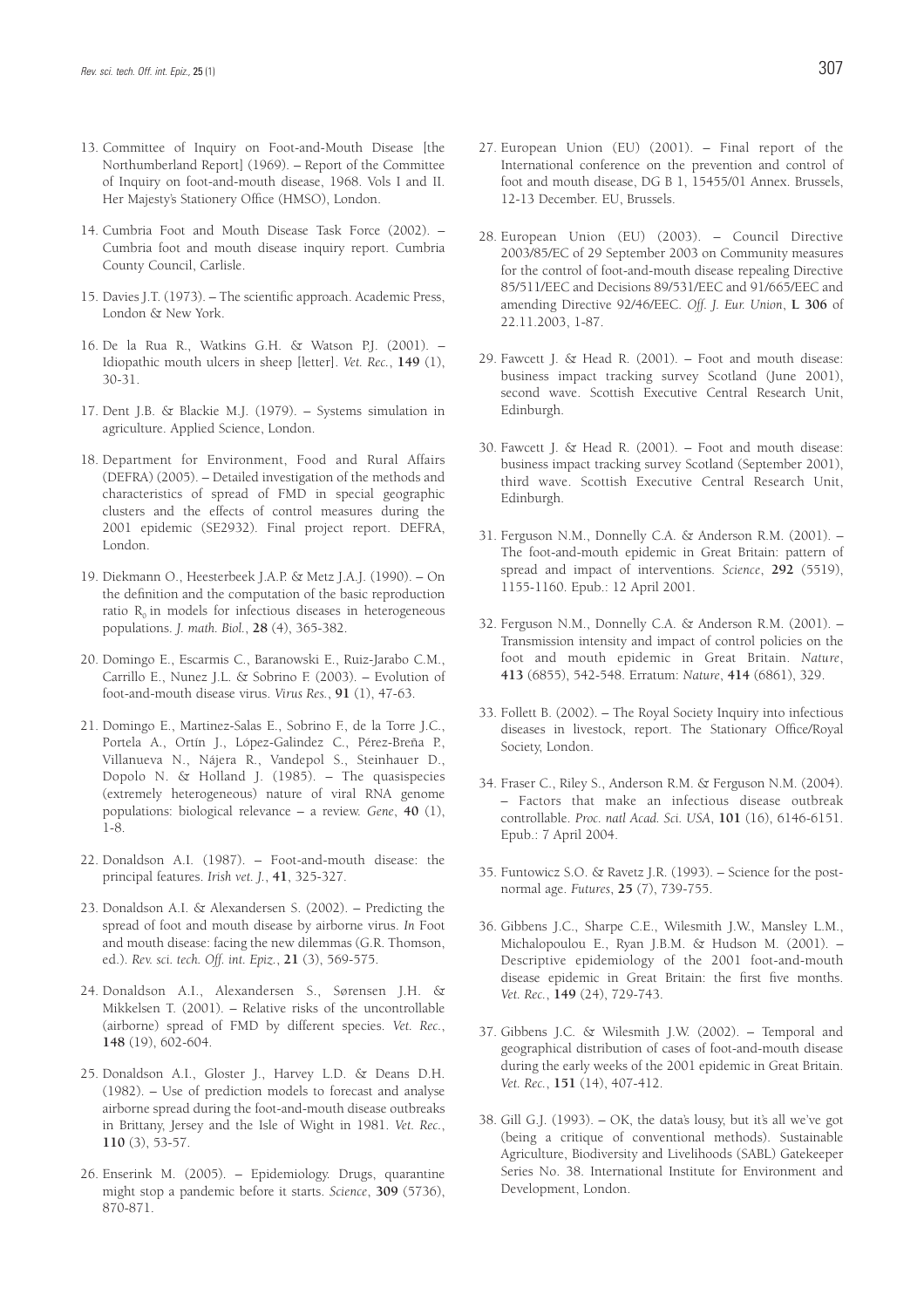13. Committee of Inquiry on Foot-and-Mouth Disease [the Northumberland Report] (1969). – Report of the Committee of Inquiry on foot-and-mouth disease, 1968. Vols I and II. Her Majesty's Stationery Office (HMSO), London.

14. Cumbria Foot and Mouth Disease Task Force (2002). – Cumbria foot and mouth disease inquiry report. Cumbria County Council, Carlisle.

15. Davies J.T. (1973). – The scientific approach. Academic Press, London & New York.

16. De la Rua R., Watkins G.H. & Watson P.J. (2001). – Idiopathic mouth ulcers in sheep [letter]. *Vet. Rec.*, **149** (1), 30-31.

17. Dent J.B. & Blackie M.J. (1979). – Systems simulation in agriculture. Applied Science, London.

18. Department for Environment, Food and Rural Affairs (DEFRA) (2005). – Detailed investigation of the methods and characteristics of spread of FMD in special geographic clusters and the effects of control measures during the 2001 epidemic (SE2932). Final project report. DEFRA, London.

19. Diekmann O., Heesterbeek J.A.P. & Metz J.A.J. (1990). – On the definition and the computation of the basic reproduction ratio $R_0$ in models for infectious diseases in heterogeneous populations. *J. math. Biol.*, **28** (4), 365-382.

20. Domingo E., Escarmis C., Baranowski E., Ruiz-Jarabo C.M., Carrillo E., Nunez J.L. & Sobrino F. (2003). – Evolution of foot-and-mouth disease virus. *Virus Res.*, **91** (1), 47-63.

21. Domingo E., Martinez-Salas E., Sobrino F., de la Torre J.C., Portela A., Ortín J., López-Galindez C., Pérez-Breña P., Villanueva N., Nájera R., Vandepol S., Steinhauer D., Dopolo N. & Holland J. (1985). – The quasispecies (extremely heterogeneous) nature of viral RNA genome populations: biological relevance – a review. *Gene*, **40** (1), 1-8.

22. Donaldson A.I. (1987). – Foot-and-mouth disease: the principal features. *Irish vet. J.*, **41**, 325-327.

23. Donaldson A.I. & Alexandersen S. (2002). – Predicting the spread of foot and mouth disease by airborne virus. *In* Foot and mouth disease: facing the new dilemmas (G.R. Thomson, ed.). *Rev. sci. tech. Off. int. Epiz.*, **21** (3), 569-575.

24. Donaldson A.I., Alexandersen S., Sørensen J.H. & Mikkelsen T. (2001). – Relative risks of the uncontrollable (airborne) spread of FMD by different species. *Vet. Rec.*, **148** (19), 602-604.

25. Donaldson A.I., Gloster J., Harvey L.D. & Deans D.H. (1982). – Use of prediction models to forecast and analyse airborne spread during the foot-and-mouth disease outbreaks in Brittany, Jersey and the Isle of Wight in 1981. *Vet. Rec.*, **110** (3), 53-57.

26. Enserink M. (2005). – Epidemiology. Drugs, quarantine might stop a pandemic before it starts. *Science*, **309** (5736), 870-871.

27. European Union (EU) (2001). – Final report of the International conference on the prevention and control of foot and mouth disease, DG B 1, 15455/01 Annex. Brussels, 12-13 December. EU, Brussels.

28. European Union (EU) (2003). – Council Directive 2003/85/EC of 29 September 2003 on Community measures for the control of foot-and-mouth disease repealing Directive 85/511/EEC and Decisions 89/531/EEC and 91/665/EEC and amending Directive 92/46/EEC. *Off. J. Eur. Union*, **L 306** of 22.11.2003, 1-87.

29. Fawcett J. & Head R. (2001). – Foot and mouth disease: business impact tracking survey Scotland (June 2001), second wave. Scottish Executive Central Research Unit, Edinburgh.

30. Fawcett J. & Head R. (2001). – Foot and mouth disease: business impact tracking survey Scotland (September 2001), third wave. Scottish Executive Central Research Unit, Edinburgh.

31. Ferguson N.M., Donnelly C.A. & Anderson R.M. (2001). – The foot-and-mouth epidemic in Great Britain: pattern of spread and impact of interventions. *Science*, **292** (5519), 1155-1160. Epub.: 12 April 2001.

32. Ferguson N.M., Donnelly C.A. & Anderson R.M. (2001). – Transmission intensity and impact of control policies on the foot and mouth epidemic in Great Britain. *Nature*, **413** (6855), 542-548. Erratum: *Nature*, **414** (6861), 329.

33. Follett B. (2002). – The Royal Society Inquiry into infectious diseases in livestock, report. The Stationary Office/Royal Society, London.

34. Fraser C., Riley S., Anderson R.M. & Ferguson N.M. (2004). – Factors that make an infectious disease outbreak controllable. *Proc. natl Acad. Sci. USA*, **101** (16), 6146-6151. Epub.: 7 April 2004.

35. Funtowicz S.O. & Ravetz J.R. (1993). – Science for the post-normal age. *Futures*, **25** (7), 739-755.

36. Gibbens J.C., Sharpe C.E., Wilesmith J.W., Mansley L.M., Michalopoulou E., Ryan J.B.M. & Hudson M. (2001). – Descriptive epidemiology of the 2001 foot-and-mouth disease epidemic in Great Britain: the first five months. *Vet. Rec.*, **149** (24), 729-743.

37. Gibbens J.C. & Wilesmith J.W. (2002). – Temporal and geographical distribution of cases of foot-and-mouth disease during the early weeks of the 2001 epidemic in Great Britain. *Vet. Rec.*, **151** (14), 407-412.

38. Gill G.J. (1993). – OK, the data's lousy, but it's all we've got (being a critique of conventional methods). Sustainable Agriculture, Biodiversity and Livelihoods (SABL) Gatekeeper Series No. 38. International Institute for Environment and Development, London.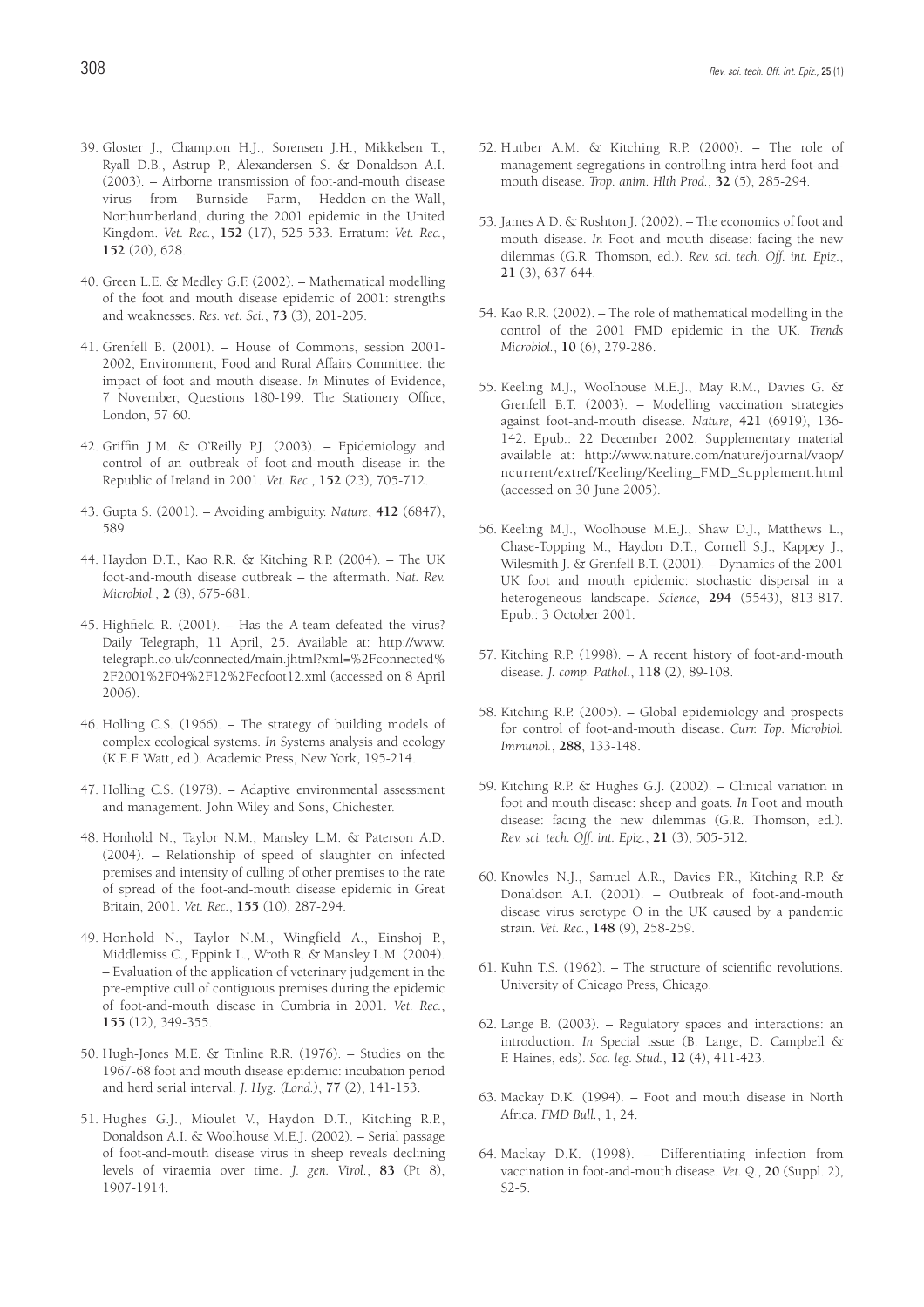39. Gloster J., Champion H.J., Sorensen J.H., Mikkelsen T., Ryall D.B., Astrup P., Alexandersen S. & Donaldson A.I. (2003). – Airborne transmission of foot-and-mouth disease virus from Burnside Farm, Heddon-on-the-Wall, Northumberland, during the 2001 epidemic in the United Kingdom. *Vet. Rec.*, **152** (17), 525-533. Erratum: *Vet. Rec.*, **152** (20), 628.

40. Green L.E. & Medley G.F. (2002). – Mathematical modelling of the foot and mouth disease epidemic of 2001: strengths and weaknesses. *Res. vet. Sci.*, **73** (3), 201-205.

41. Grenfell B. (2001). – House of Commons, session 2001-2002, Environment, Food and Rural Affairs Committee: the impact of foot and mouth disease. *In* Minutes of Evidence, 7 November, Questions 180-199. The Stationery Office, London, 57-60.

42. Griffin J.M. & O'Reilly P.J. (2003). – Epidemiology and control of an outbreak of foot-and-mouth disease in the Republic of Ireland in 2001. *Vet. Rec.*, **152** (23), 705-712.

43. Gupta S. (2001). – Avoiding ambiguity. *Nature*, **412** (6847), 589.

44. Haydon D.T., Kao R.R. & Kitching R.P. (2004). – The UK foot-and-mouth disease outbreak – the aftermath. *Nat. Rev. Microbiol.*, **2** (8), 675-681.

45. Highfield R. (2001). – Has the A-team defeated the virus? Daily Telegraph, 11 April, 25. Available at: http://www.telegraph.co.uk/connected/main.jhtml?xml=%2Fconnected%2F2001%2F04%2F12%2Fecfoot12.xml (accessed on 8 April 2006).

46. Holling C.S. (1966). – The strategy of building models of complex ecological systems. *In* Systems analysis and ecology (K.E.F. Watt, ed.). Academic Press, New York, 195-214.

47. Holling C.S. (1978). – Adaptive environmental assessment and management. John Wiley and Sons, Chichester.

48. Honhold N., Taylor N.M., Mansley L.M. & Paterson A.D. (2004). – Relationship of speed of slaughter on infected premises and intensity of culling of other premises to the rate of spread of the foot-and-mouth disease epidemic in Great Britain, 2001. *Vet. Rec.*, **155** (10), 287-294.

49. Honhold N., Taylor N.M., Wingfield A., Einshoj P., Middlemiss C., Eppink L., Wroth R. & Mansley L.M. (2004). – Evaluation of the application of veterinary judgement in the pre-emptive cull of contiguous premises during the epidemic of foot-and-mouth disease in Cumbria in 2001. *Vet. Rec.*, **155** (12), 349-355.

50. Hugh-Jones M.E. & Tinline R.R. (1976). – Studies on the 1967-68 foot and mouth disease epidemic: incubation period and herd serial interval. *J. Hyg. (Lond.)*, **77** (2), 141-153.

51. Hughes G.J., Mioulet V., Haydon D.T., Kitching R.P., Donaldson A.I. & Woolhouse M.E.J. (2002). – Serial passage of foot-and-mouth disease virus in sheep reveals declining levels of viraemia over time. *J. gen. Virol.*, **83** (Pt 8), 1907-1914.

52. Hutber A.M. & Kitching R.P. (2000). – The role of management segregations in controlling intra-herd foot-and-mouth disease. *Trop. anim. Hlth Prod.*, **32** (5), 285-294.

53. James A.D. & Rushton J. (2002). – The economics of foot and mouth disease. *In* Foot and mouth disease: facing the new dilemmas (G.R. Thomson, ed.). *Rev. sci. tech. Off. int. Epiz.*, **21** (3), 637-644.

54. Kao R.R. (2002). – The role of mathematical modelling in the control of the 2001 FMD epidemic in the UK. *Trends Microbiol.*, **10** (6), 279-286.

55. Keeling M.J., Woolhouse M.E.J., May R.M., Davies G. & Grenfell B.T. (2003). – Modelling vaccination strategies against foot-and-mouth disease. *Nature*, **421** (6919), 136-142. Epub.: 22 December 2002. Supplementary material available at: http://www.nature.com/nature/journal/vaop/ncurrent/extref/Keeling/Keeling_FMD_Supplement.html (accessed on 30 June 2005).

56. Keeling M.J., Woolhouse M.E.J., Shaw D.J., Matthews L., Chase-Topping M., Haydon D.T., Cornell S.J., Kappey J., Wilesmith J. & Grenfell B.T. (2001). – Dynamics of the 2001 UK foot and mouth epidemic: stochastic dispersal in a heterogeneous landscape. *Science*, **294** (5543), 813-817. Epub.: 3 October 2001.

57. Kitching R.P. (1998). – A recent history of foot-and-mouth disease. *J. comp. Pathol.*, **118** (2), 89-108.

58. Kitching R.P. (2005). – Global epidemiology and prospects for control of foot-and-mouth disease. *Curr. Top. Microbiol. Immunol.*, **288**, 133-148.

59. Kitching R.P. & Hughes G.J. (2002). – Clinical variation in foot and mouth disease: sheep and goats. *In* Foot and mouth disease: facing the new dilemmas (G.R. Thomson, ed.). *Rev. sci. tech. Off. int. Epiz.*, **21** (3), 505-512.

60. Knowles N.J., Samuel A.R., Davies P.R., Kitching R.P. & Donaldson A.I. (2001). – Outbreak of foot-and-mouth disease virus serotype O in the UK caused by a pandemic strain. *Vet. Rec.*, **148** (9), 258-259.

61. Kuhn T.S. (1962). – The structure of scientific revolutions. University of Chicago Press, Chicago.

62. Lange B. (2003). – Regulatory spaces and interactions: an introduction. *In* Special issue (B. Lange, D. Campbell & F. Haines, eds). *Soc. leg. Stud.*, **12** (4), 411-423.

63. Mackay D.K. (1994). – Foot and mouth disease in North Africa. *FMD Bull.*, **1**, 24.

64. Mackay D.K. (1998). – Differentiating infection from vaccination in foot-and-mouth disease. *Vet. Q.*, **20** (Suppl. 2), S2-5.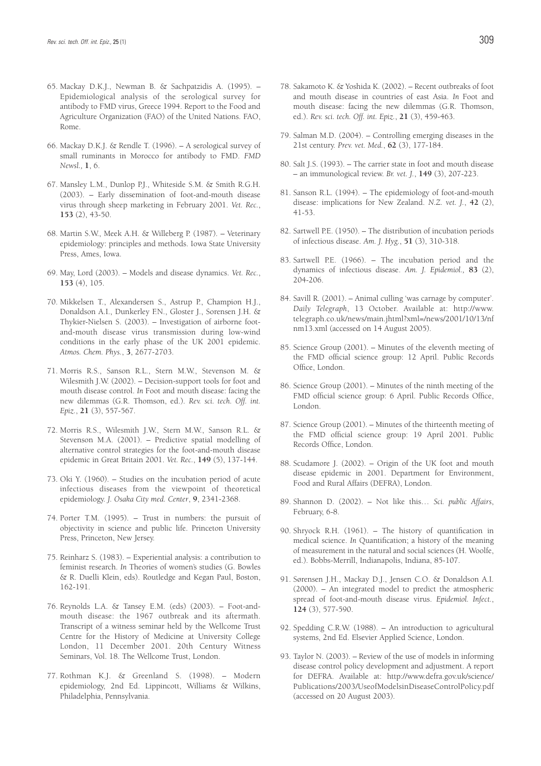65. Mackay D.K.J., Newman B. & Sachpatzidis A. (1995). – Epidemiological analysis of the serological survey for antibody to FMD virus, Greece 1994. Report to the Food and Agriculture Organization (FAO) of the United Nations. FAO, Rome.

66. Mackay D.K.J. & Rendle T. (1996). – A serological survey of small ruminants in Morocco for antibody to FMD. *FMD Newsl.,* **1**, 6.

67. Mansley L.M., Dunlop P.J., Whiteside S.M. & Smith R.G.H. (2003). – Early dissemination of foot-and-mouth disease virus through sheep marketing in February 2001. *Vet. Rec.*, **153** (2), 43-50.

68. Martin S.W., Meek A.H. & Willeberg P. (1987). – Veterinary epidemiology: principles and methods. Iowa State University Press, Ames, Iowa.

69. May, Lord (2003). – Models and disease dynamics. *Vet. Rec.*, **153** (4), 105.

70. Mikkelsen T., Alexandersen S., Astrup P., Champion H.J., Donaldson A.I., Dunkerley F.N., Gloster J., Sorensen J.H. & Thykier-Nielsen S. (2003). – Investigation of airborne foot-and-mouth disease virus transmission during low-wind conditions in the early phase of the UK 2001 epidemic. *Atmos. Chem. Phys.*, **3**, 2677-2703.

71. Morris R.S., Sanson R.L., Stern M.W., Stevenson M. & Wilesmith J.W. (2002). – Decision-support tools for foot and mouth disease control. *In* Foot and mouth disease: facing the new dilemmas (G.R. Thomson, ed.). *Rev. sci. tech. Off. int. Epiz.*, **21** (3), 557-567.

72. Morris R.S., Wilesmith J.W., Stern M.W., Sanson R.L. & Stevenson M.A. (2001). – Predictive spatial modelling of alternative control strategies for the foot-and-mouth disease epidemic in Great Britain 2001. *Vet. Rec.*, **149** (5), 137-144.

73. Oki Y. (1960). – Studies on the incubation period of acute infectious diseases from the viewpoint of theoretical epidemiology. *J. Osaka City med. Center*, **9**, 2341-2368.

74. Porter T.M. (1995). – Trust in numbers: the pursuit of objectivity in science and public life. Princeton University Press, Princeton, New Jersey.

75. Reinharz S. (1983). – Experiential analysis: a contribution to feminist research. *In* Theories of women's studies (G. Bowles & R. Duelli Klein, eds). Routledge and Kegan Paul, Boston, 162-191.

76. Reynolds L.A. & Tansey E.M. (eds) (2003). – Foot-and-mouth disease: the 1967 outbreak and its aftermath. Transcript of a witness seminar held by the Wellcome Trust Centre for the History of Medicine at University College London, 11 December 2001. 20th Century Witness Seminars, Vol. 18. The Wellcome Trust, London.

77. Rothman K.J. & Greenland S. (1998). – Modern epidemiology, 2nd Ed. Lippincott, Williams & Wilkins, Philadelphia, Pennsylvania.

78. Sakamoto K. & Yoshida K. (2002). – Recent outbreaks of foot and mouth disease in countries of east Asia. *In* Foot and mouth disease: facing the new dilemmas (G.R. Thomson, ed.). *Rev. sci. tech. Off. int. Epiz.*, **21** (3), 459-463.

79. Salman M.D. (2004). – Controlling emerging diseases in the 21st century. *Prev. vet. Med.*, **62** (3), 177-184.

80. Salt J.S. (1993). – The carrier state in foot and mouth disease – an immunological review. *Br. vet. J.*, **149** (3), 207-223.

81. Sanson R.L. (1994). – The epidemiology of foot-and-mouth disease: implications for New Zealand. *N.Z. vet. J.*, **42** (2), 41-53.

82. Sartwell P.E. (1950). – The distribution of incubation periods of infectious disease. *Am. J. Hyg.*, **51** (3), 310-318.

83. Sartwell P.E. (1966). – The incubation period and the dynamics of infectious disease. *Am. J. Epidemiol.,* **83** (2), 204-206.

84. Savill R. (2001). – Animal culling 'was carnage by computer'. *Daily Telegraph*, 13 October. Available at: http://www.telegraph.co.uk/news/main.jhtml?xml=/news/2001/10/13/nfnm13.xml (accessed on 14 August 2005).

85. Science Group (2001). – Minutes of the eleventh meeting of the FMD official science group: 12 April. Public Records Office, London.

86. Science Group (2001). – Minutes of the ninth meeting of the FMD official science group: 6 April. Public Records Office, London.

87. Science Group (2001). – Minutes of the thirteenth meeting of the FMD official science group: 19 April 2001. Public Records Office, London.

88. Scudamore J. (2002). – Origin of the UK foot and mouth disease epidemic in 2001. Department for Environment, Food and Rural Affairs (DEFRA), London.

89. Shannon D. (2002). – Not like this… *Sci. public Affairs*, February, 6-8.

90. Shryock R.H. (1961). – The history of quantification in medical science. *In* Quantification; a history of the meaning of measurement in the natural and social sciences (H. Woolfe, ed.). Bobbs-Merrill, Indianapolis, Indiana, 85-107.

91. Sørensen J.H., Mackay D.J., Jensen C.O. & Donaldson A.I. (2000). – An integrated model to predict the atmospheric spread of foot-and-mouth disease virus. *Epidemiol. Infect.*, **124** (3), 577-590.

92. Spedding C.R.W. (1988). – An introduction to agricultural systems, 2nd Ed. Elsevier Applied Science, London.

93. Taylor N. (2003). – Review of the use of models in informing disease control policy development and adjustment. A report for DEFRA. Available at: http://www.defra.gov.uk/science/Publications/2003/UseofModelsinDiseaseControlPolicy.pdf (accessed on 20 August 2003).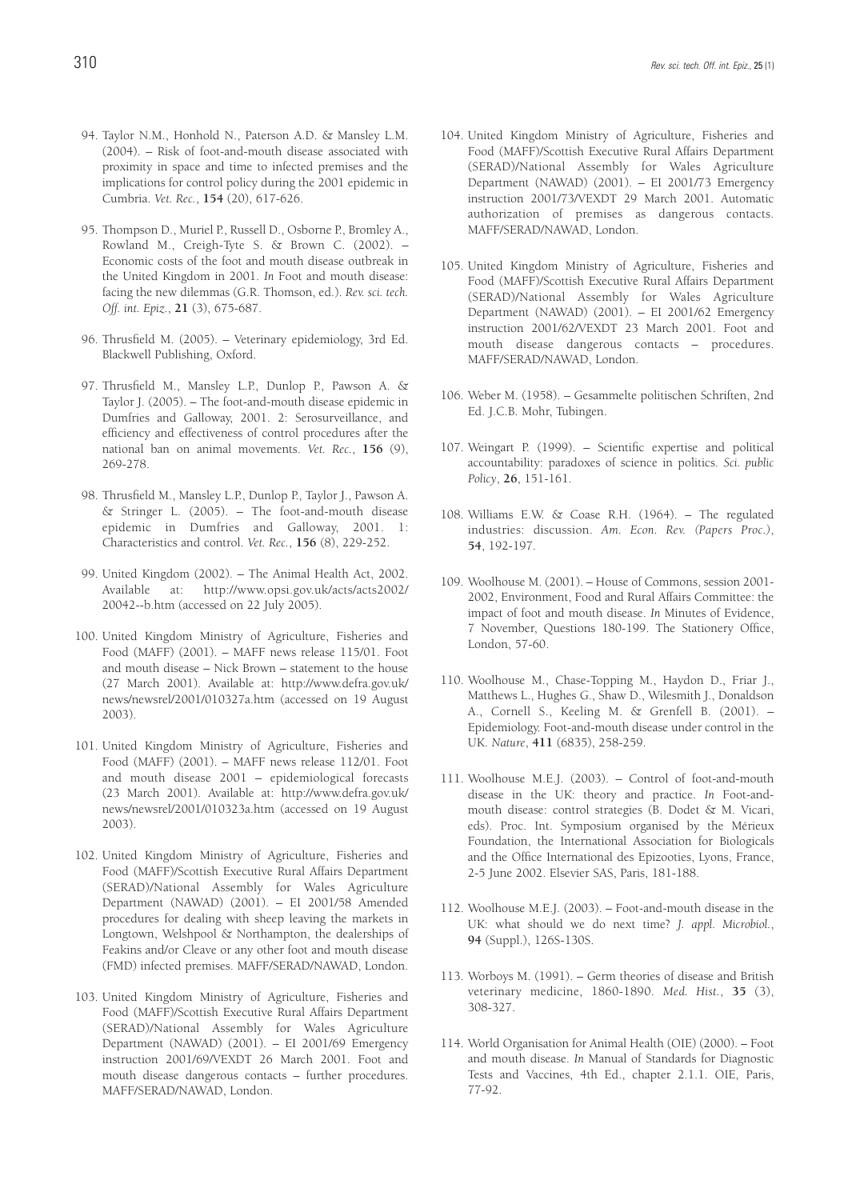94. Taylor N.M., Honhold N., Paterson A.D. & Mansley L.M. (2004). – Risk of foot-and-mouth disease associated with proximity in space and time to infected premises and the implications for control policy during the 2001 epidemic in Cumbria. *Vet. Rec.*, **154** (20), 617-626.

95. Thompson D., Muriel P., Russell D., Osborne P., Bromley A., Rowland M., Creigh-Tyte S. & Brown C. (2002). – Economic costs of the foot and mouth disease outbreak in the United Kingdom in 2001. *In* Foot and mouth disease: facing the new dilemmas (G.R. Thomson, ed.). *Rev. sci. tech. Off. int. Epiz.*, **21** (3), 675-687.

96. Thrusfield M. (2005). – Veterinary epidemiology, 3rd Ed. Blackwell Publishing, Oxford.

97. Thrusfield M., Mansley L.P., Dunlop P., Pawson A. & Taylor J. (2005). – The foot-and-mouth disease epidemic in Dumfries and Galloway, 2001. 2: Serosurveillance, and efficiency and effectiveness of control procedures after the national ban on animal movements. *Vet. Rec.*, **156** (9), 269-278.

98. Thrusfield M., Mansley L.P., Dunlop P., Taylor J., Pawson A. & Stringer L. (2005). – The foot-and-mouth disease epidemic in Dumfries and Galloway, 2001. 1: Characteristics and control. *Vet. Rec.*, **156** (8), 229-252.

99. United Kingdom (2002). – The Animal Health Act, 2002. Available at: http://www.opsi.gov.uk/acts/acts2002/20042--b.htm (accessed on 22 July 2005).

100. United Kingdom Ministry of Agriculture, Fisheries and Food (MAFF) (2001). – MAFF news release 115/01. Foot and mouth disease – Nick Brown – statement to the house (27 March 2001). Available at: http://www.defra.gov.uk/news/newsrel/2001/010327a.htm (accessed on 19 August 2003).

101. United Kingdom Ministry of Agriculture, Fisheries and Food (MAFF) (2001). – MAFF news release 112/01. Foot and mouth disease 2001 – epidemiological forecasts (23 March 2001). Available at: http://www.defra.gov.uk/news/newsrel/2001/010323a.htm (accessed on 19 August 2003).

102. United Kingdom Ministry of Agriculture, Fisheries and Food (MAFF)/Scottish Executive Rural Affairs Department (SERAD)/National Assembly for Wales Agriculture Department (NAWAD) (2001). – EI 2001/58 Amended procedures for dealing with sheep leaving the markets in Longtown, Welshpool & Northampton, the dealerships of Feakins and/or Cleave or any other foot and mouth disease (FMD) infected premises. MAFF/SERAD/NAWAD, London.

103. United Kingdom Ministry of Agriculture, Fisheries and Food (MAFF)/Scottish Executive Rural Affairs Department (SERAD)/National Assembly for Wales Agriculture Department (NAWAD) (2001). – EI 2001/69 Emergency instruction 2001/69/VEXDT 26 March 2001. Foot and mouth disease dangerous contacts – further procedures. MAFF/SERAD/NAWAD, London.

104. United Kingdom Ministry of Agriculture, Fisheries and Food (MAFF)/Scottish Executive Rural Affairs Department (SERAD)/National Assembly for Wales Agriculture Department (NAWAD) (2001). – EI 2001/73 Emergency instruction 2001/73/VEXDT 29 March 2001. Automatic authorization of premises as dangerous contacts. MAFF/SERAD/NAWAD, London.

105. United Kingdom Ministry of Agriculture, Fisheries and Food (MAFF)/Scottish Executive Rural Affairs Department (SERAD)/National Assembly for Wales Agriculture Department (NAWAD) (2001). – EI 2001/62 Emergency instruction 2001/62/VEXDT 23 March 2001. Foot and mouth disease dangerous contacts – procedures. MAFF/SERAD/NAWAD, London.

106. Weber M. (1958). – Gesammelte politischen Schriften, 2nd Ed. J.C.B. Mohr, Tubingen.

107. Weingart P. (1999). – Scientific expertise and political accountability: paradoxes of science in politics. *Sci. public Policy*, **26**, 151-161.

108. Williams E.W. & Coase R.H. (1964). – The regulated industries: discussion. *Am. Econ. Rev. (Papers Proc.)*, **54**, 192-197.

109. Woolhouse M. (2001). – House of Commons, session 2001-2002, Environment, Food and Rural Affairs Committee: the impact of foot and mouth disease. *In* Minutes of Evidence, 7 November, Questions 180-199. The Stationery Office, London, 57-60.

110. Woolhouse M., Chase-Topping M., Haydon D., Friar J., Matthews L., Hughes G., Shaw D., Wilesmith J., Donaldson A., Cornell S., Keeling M. & Grenfell B. (2001). – Epidemiology. Foot-and-mouth disease under control in the UK. *Nature*, **411** (6835), 258-259.

111. Woolhouse M.E.J. (2003). – Control of foot-and-mouth disease in the UK: theory and practice. *In* Foot-and-mouth disease: control strategies (B. Dodet & M. Vicari, eds). Proc. Int. Symposium organised by the Mérieux Foundation, the International Association for Biologicals and the Office International des Epizooties, Lyons, France, 2-5 June 2002. Elsevier SAS, Paris, 181-188.

112. Woolhouse M.E.J. (2003). – Foot-and-mouth disease in the UK: what should we do next time? *J. appl. Microbiol.*, **94** (Suppl.), 126S-130S.

113. Worboys M. (1991). – Germ theories of disease and British veterinary medicine, 1860-1890. *Med. Hist.*, **35** (3), 308-327.

114. World Organisation for Animal Health (OIE) (2000). – Foot and mouth disease. *In* Manual of Standards for Diagnostic Tests and Vaccines, 4th Ed., chapter 2.1.1. OIE, Paris, 77-92.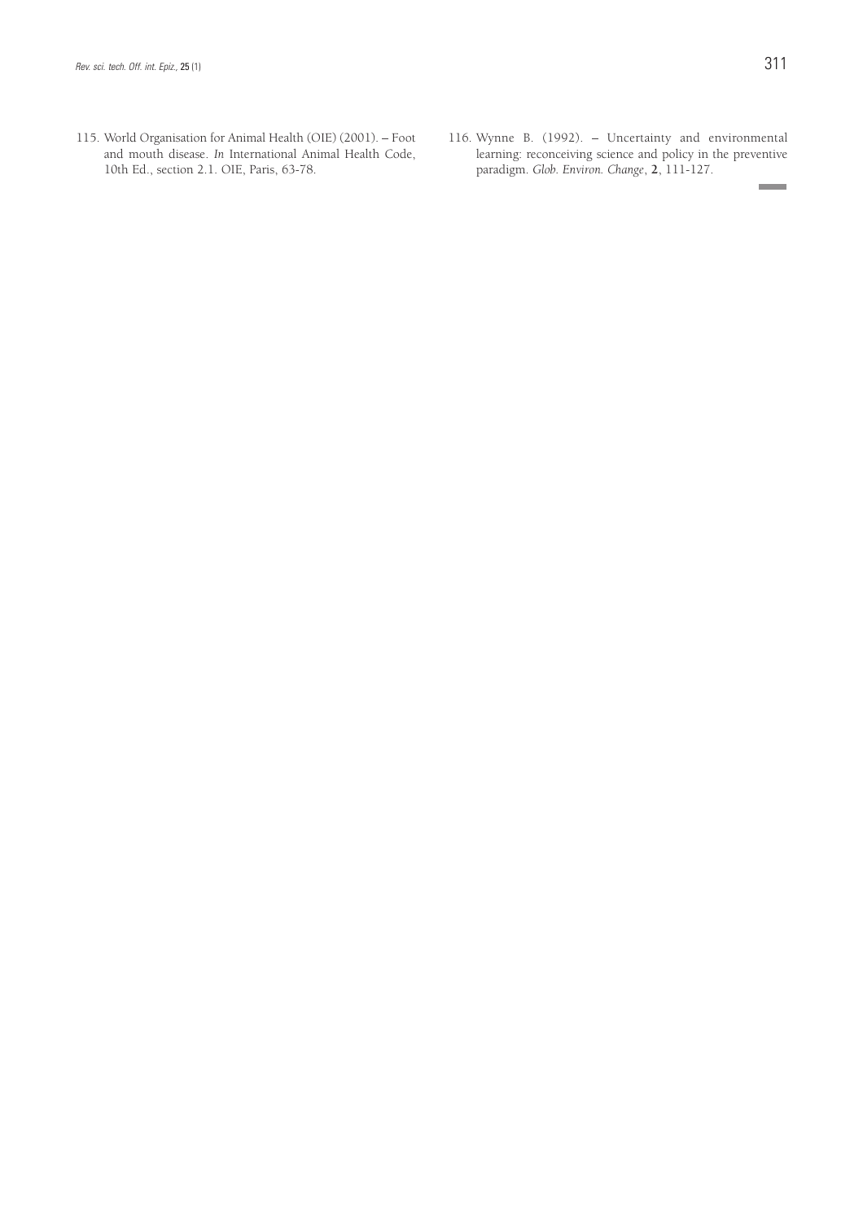115. World Organisation for Animal Health (OIE) (2001). – Foot and mouth disease. *In* International Animal Health Code, 10th Ed., section 2.1. OIE, Paris, 63-78.

116. Wynne B. (1992). – Uncertainty and environmental learning: reconceiving science and policy in the preventive paradigm. *Glob. Environ. Change*, **2**, 111-127.